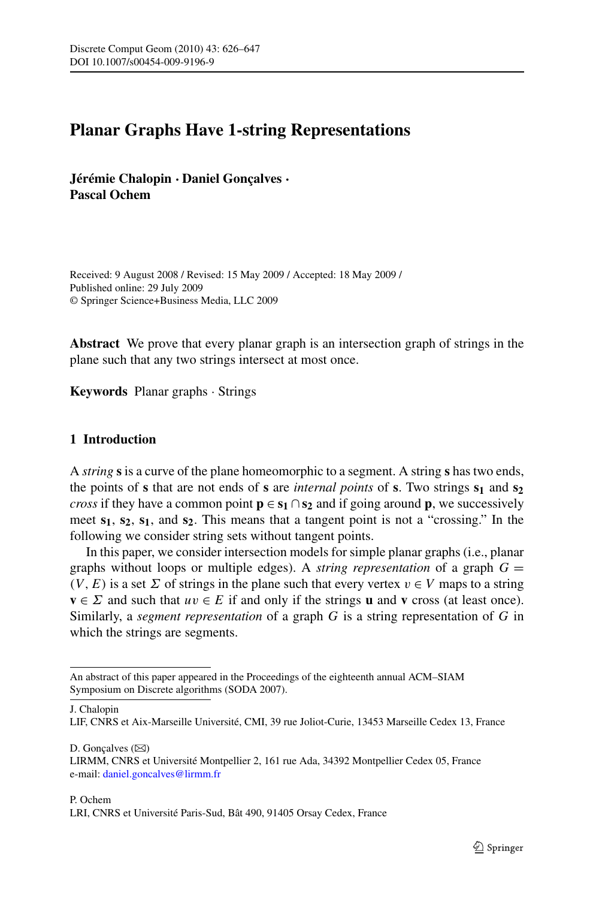# Planar Graphs Have 1-string Representations

**Jérémie Chalopin · Daniel Gonçalves · Pascal Ochem**

Received: 9 August 2008 / Revised: 15 May 2009 / Accepted: 18 May 2009 /
Published online: 29 July 2009
© Springer Science+Business Media, LLC 2009

**Abstract** We prove that every planar graph is an intersection graph of strings in the plane such that any two strings intersect at most once.

**Keywords** Planar graphs · Strings

## 1 Introduction

A *string* $\mathbf{s}$ is a curve of the plane homeomorphic to a segment. A string $\mathbf{s}$ has two ends, the points of $\mathbf{s}$ that are not ends of $\mathbf{s}$ are *internal points* of $\mathbf{s}$. Two strings $\mathbf{s_1}$ and $\mathbf{s_2}$ *cross* if they have a common point $\mathbf{p} \in \mathbf{s_1} \cap \mathbf{s_2}$ and if going around $\mathbf{p}$, we successively meet $\mathbf{s_1}$, $\mathbf{s_2}$, $\mathbf{s_1}$, and $\mathbf{s_2}$. This means that a tangent point is not a "crossing." In the following we consider string sets without tangent points.

In this paper, we consider intersection models for simple planar graphs (i.e., planar graphs without loops or multiple edges). A *string representation* of a graph $G = (V, E)$ is a set $\Sigma$ of strings in the plane such that every vertex $v \in V$ maps to a string $\mathbf{v} \in \Sigma$ and such that $uv \in E$ if and only if the strings $\mathbf{u}$ and $\mathbf{v}$ cross (at least once). Similarly, a *segment representation* of a graph $G$ is a string representation of $G$ in which the strings are segments.

---

An abstract of this paper appeared in the Proceedings of the eighteenth annual ACM–SIAM Symposium on Discrete algorithms (SODA 2007).

J. Chalopin
LIF, CNRS et Aix-Marseille Université, CMI, 39 rue Joliot-Curie, 13453 Marseille Cedex 13, France

D. Gonçalves (✉)
LIRMM, CNRS et Université Montpellier 2, 161 rue Ada, 34392 Montpellier Cedex 05, France
e-mail: daniel.goncalves@lirmm.fr

P. Ochem
LRI, CNRS et Université Paris-Sud, Bât 490, 91405 Orsay Cedex, France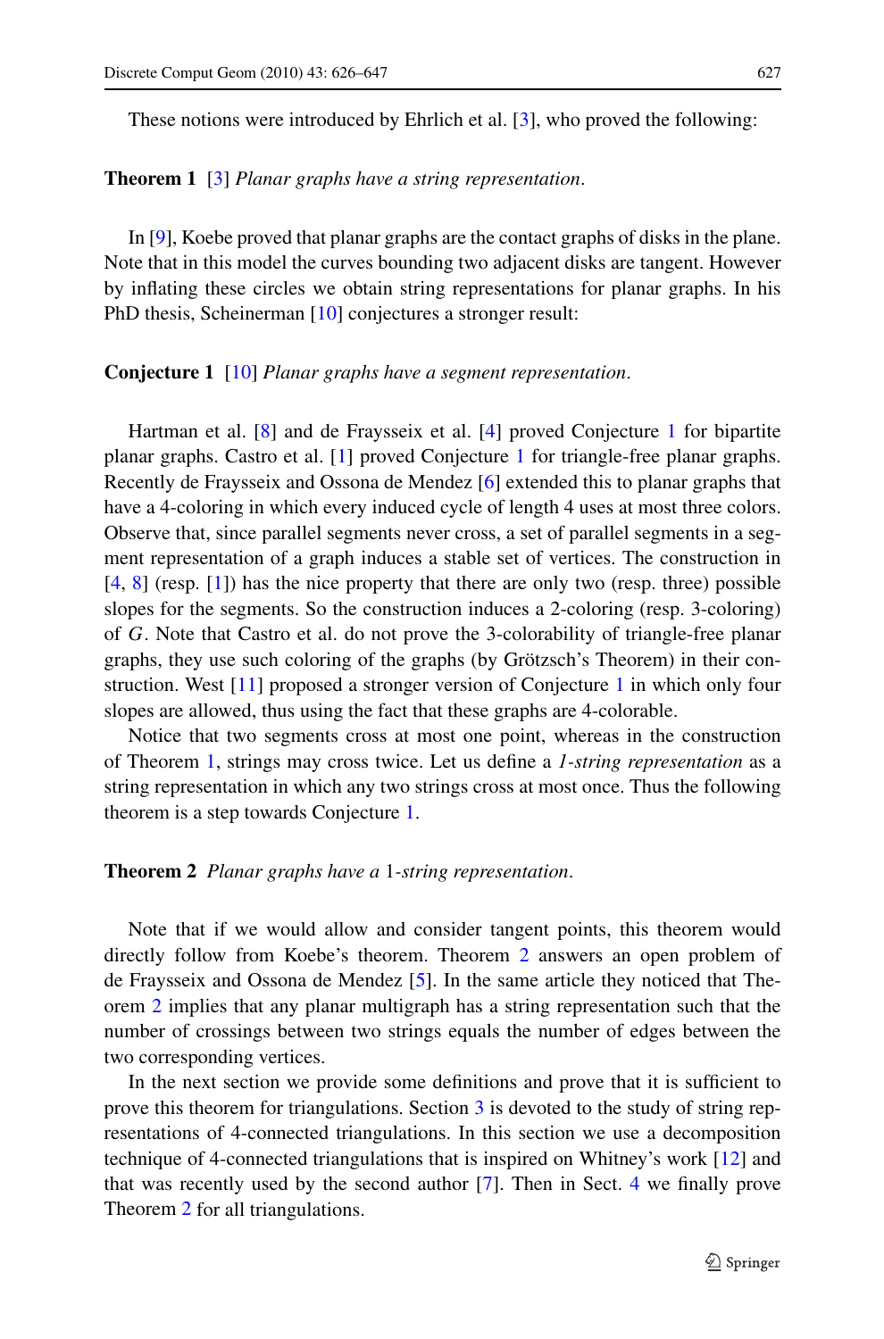These notions were introduced by Ehrlich et al. [3], who proved the following:

**Theorem 1** [3] *Planar graphs have a string representation.*

In [9], Koebe proved that planar graphs are the contact graphs of disks in the plane. Note that in this model the curves bounding two adjacent disks are tangent. However by inflating these circles we obtain string representations for planar graphs. In his PhD thesis, Scheinerman [10] conjectures a stronger result:

**Conjecture 1** [10] *Planar graphs have a segment representation.*

Hartman et al. [8] and de Fraysseix et al. [4] proved Conjecture 1 for bipartite planar graphs. Castro et al. [1] proved Conjecture 1 for triangle-free planar graphs. Recently de Fraysseix and Ossona de Mendez [6] extended this to planar graphs that have a 4-coloring in which every induced cycle of length 4 uses at most three colors. Observe that, since parallel segments never cross, a set of parallel segments in a segment representation of a graph induces a stable set of vertices. The construction in [4, 8] (resp. [1]) has the nice property that there are only two (resp. three) possible slopes for the segments. So the construction induces a 2-coloring (resp. 3-coloring) of $G$. Note that Castro et al. do not prove the 3-colorability of triangle-free planar graphs, they use such coloring of the graphs (by Grötzsch's Theorem) in their construction. West [11] proposed a stronger version of Conjecture 1 in which only four slopes are allowed, thus using the fact that these graphs are 4-colorable.

Notice that two segments cross at most one point, whereas in the construction of Theorem 1, strings may cross twice. Let us define a *1-string representation* as a string representation in which any two strings cross at most once. Thus the following theorem is a step towards Conjecture 1.

**Theorem 2** *Planar graphs have a* 1*-string representation.*

Note that if we would allow and consider tangent points, this theorem would directly follow from Koebe's theorem. Theorem 2 answers an open problem of de Fraysseix and Ossona de Mendez [5]. In the same article they noticed that Theorem 2 implies that any planar multigraph has a string representation such that the number of crossings between two strings equals the number of edges between the two corresponding vertices.

In the next section we provide some definitions and prove that it is sufficient to prove this theorem for triangulations. Section 3 is devoted to the study of string representations of 4-connected triangulations. In this section we use a decomposition technique of 4-connected triangulations that is inspired on Whitney's work [12] and that was recently used by the second author [7]. Then in Sect. 4 we finally prove Theorem 2 for all triangulations.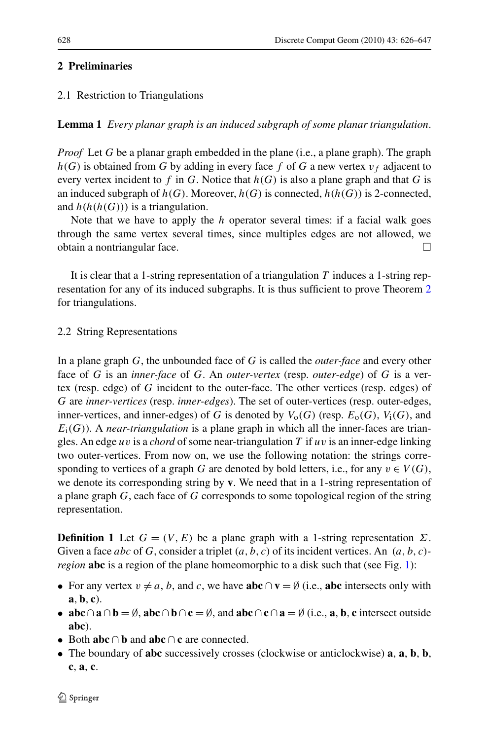## 2 Preliminaries

### 2.1 Restriction to Triangulations

**Lemma 1** *Every planar graph is an induced subgraph of some planar triangulation.*

*Proof* Let $G$ be a planar graph embedded in the plane (i.e., a plane graph). The graph $h(G)$ is obtained from $G$ by adding in every face $f$ of $G$ a new vertex $v_f$ adjacent to every vertex incident to $f$ in $G$. Notice that $h(G)$ is also a plane graph and that $G$ is an induced subgraph of $h(G)$. Moreover, $h(G)$ is connected, $h(h(G))$ is 2-connected, and $h(h(h(G)))$ is a triangulation.

Note that we have to apply the $h$ operator several times: if a facial walk goes through the same vertex several times, since multiples edges are not allowed, we obtain a nontriangular face. □

It is clear that a 1-string representation of a triangulation $T$ induces a 1-string representation for any of its induced subgraphs. It is thus sufficient to prove Theorem 2 for triangulations.

### 2.2 String Representations

In a plane graph $G$, the unbounded face of $G$ is called the *outer-face* and every other face of $G$ is an *inner-face* of $G$. An *outer-vertex* (resp. *outer-edge*) of $G$ is a vertex (resp. edge) of $G$ incident to the outer-face. The other vertices (resp. edges) of $G$ are *inner-vertices* (resp. *inner-edges*). The set of outer-vertices (resp. outer-edges, inner-vertices, and inner-edges) of $G$ is denoted by $V_o(G)$ (resp. $E_o(G)$, $V_i(G)$, and $E_i(G)$). A *near-triangulation* is a plane graph in which all the inner-faces are triangles. An edge $uv$ is a *chord* of some near-triangulation $T$ if $uv$ is an inner-edge linking two outer-vertices. From now on, we use the following notation: the strings corresponding to vertices of a graph $G$ are denoted by bold letters, i.e., for any $v \in V(G)$, we denote its corresponding string by $\mathbf{v}$. We need that in a 1-string representation of a plane graph $G$, each face of $G$ corresponds to some topological region of the string representation.

**Definition 1** Let $G = (V, E)$ be a plane graph with a 1-string representation $\Sigma$. Given a face $abc$ of $G$, consider a triplet $(a, b, c)$ of its incident vertices. An $(a, b, c)$-*region* $\mathbf{abc}$ is a region of the plane homeomorphic to a disk such that (see Fig. 1):

- For any vertex $v \neq a$, $b$, and $c$, we have $\mathbf{abc} \cap \mathbf{v} = \emptyset$ (i.e., $\mathbf{abc}$ intersects only with $\mathbf{a}$, $\mathbf{b}$, $\mathbf{c}$).
- $\mathbf{abc} \cap \mathbf{a} \cap \mathbf{b} = \emptyset$, $\mathbf{abc} \cap \mathbf{b} \cap \mathbf{c} = \emptyset$, and $\mathbf{abc} \cap \mathbf{c} \cap \mathbf{a} = \emptyset$ (i.e., $\mathbf{a}$, $\mathbf{b}$, $\mathbf{c}$ intersect outside $\mathbf{abc}$).
- Both $\mathbf{abc} \cap \mathbf{b}$ and $\mathbf{abc} \cap \mathbf{c}$ are connected.
- The boundary of $\mathbf{abc}$ successively crosses (clockwise or anticlockwise) $\mathbf{a}$, $\mathbf{a}$, $\mathbf{b}$, $\mathbf{b}$, $\mathbf{c}$, $\mathbf{a}$, $\mathbf{c}$.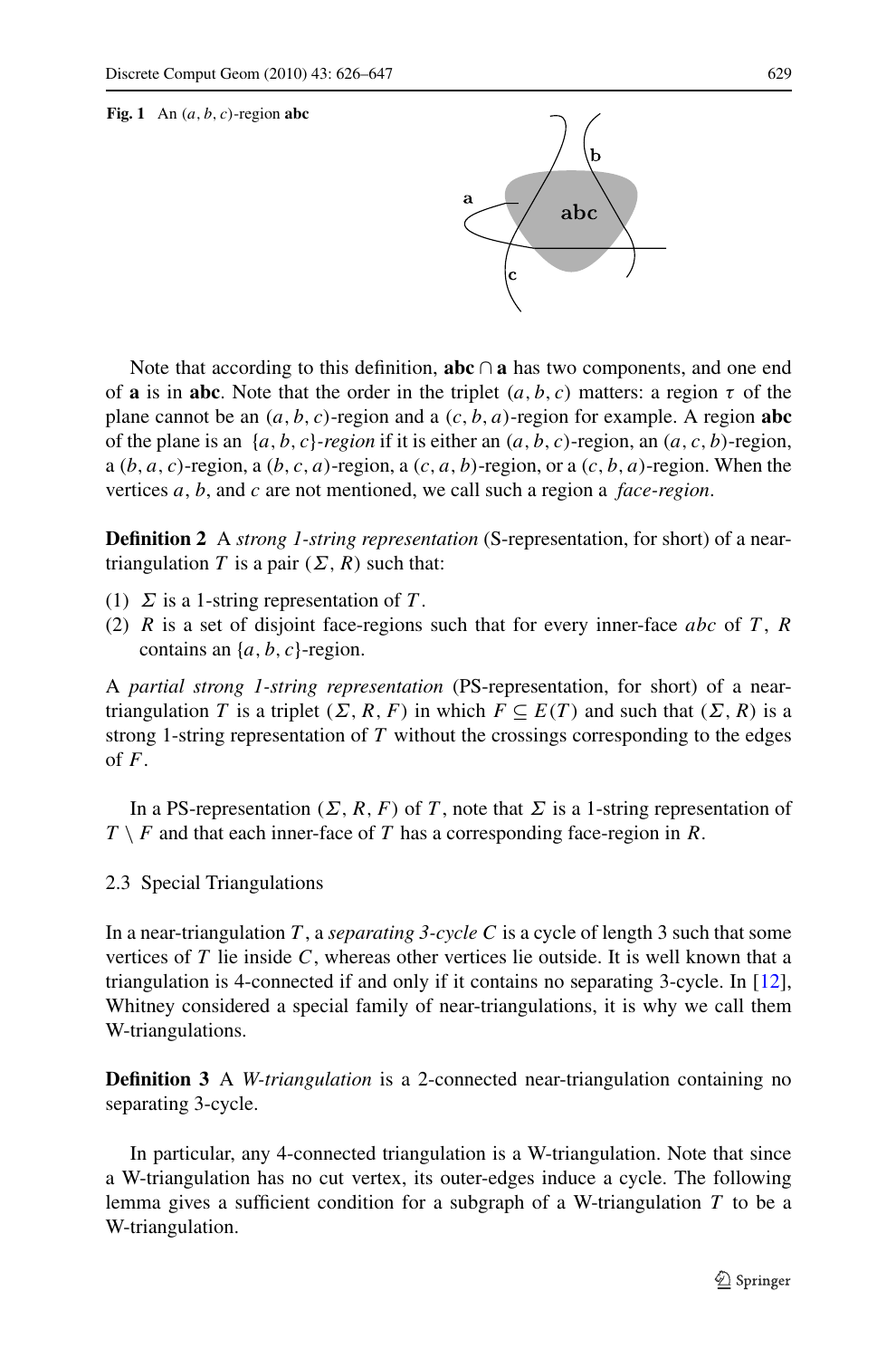**Fig. 1** An $(a, b, c)$-region **abc**

Note that according to this definition, **abc** $\cap$ **a** has two components, and one end of **a** is in **abc**. Note that the order in the triplet $(a, b, c)$ matters: a region $\tau$ of the plane cannot be an $(a, b, c)$-region and a $(c, b, a)$-region for example. A region **abc** of the plane is an $\{a, b, c\}$*-region* if it is either an $(a, b, c)$-region, an $(a, c, b)$-region, a $(b, a, c)$-region, a $(b, c, a)$-region, a $(c, a, b)$-region, or a $(c, b, a)$-region. When the vertices $a$, $b$, and $c$ are not mentioned, we call such a region a *face-region*.

**Definition 2** A *strong 1-string representation* (S-representation, for short) of a near-triangulation $T$ is a pair $(\Sigma, R)$ such that:

(1) $\Sigma$ is a 1-string representation of $T$.
(2) $R$ is a set of disjoint face-regions such that for every inner-face $abc$ of $T$, $R$ contains an $\{a, b, c\}$-region.

A *partial strong 1-string representation* (PS-representation, for short) of a near-triangulation $T$ is a triplet $(\Sigma, R, F)$ in which $F \subseteq E(T)$ and such that $(\Sigma, R)$ is a strong 1-string representation of $T$ without the crossings corresponding to the edges of $F$.

In a PS-representation $(\Sigma, R, F)$ of $T$, note that $\Sigma$ is a 1-string representation of $T \setminus F$ and that each inner-face of $T$ has a corresponding face-region in $R$.

### 2.3 Special Triangulations

In a near-triangulation $T$, a *separating 3-cycle* $C$ is a cycle of length 3 such that some vertices of $T$ lie inside $C$, whereas other vertices lie outside. It is well known that a triangulation is 4-connected if and only if it contains no separating 3-cycle. In [12], Whitney considered a special family of near-triangulations, it is why we call them W-triangulations.

**Definition 3** A *W-triangulation* is a 2-connected near-triangulation containing no separating 3-cycle.

In particular, any 4-connected triangulation is a W-triangulation. Note that since a W-triangulation has no cut vertex, its outer-edges induce a cycle. The following lemma gives a sufficient condition for a subgraph of a W-triangulation $T$ to be a W-triangulation.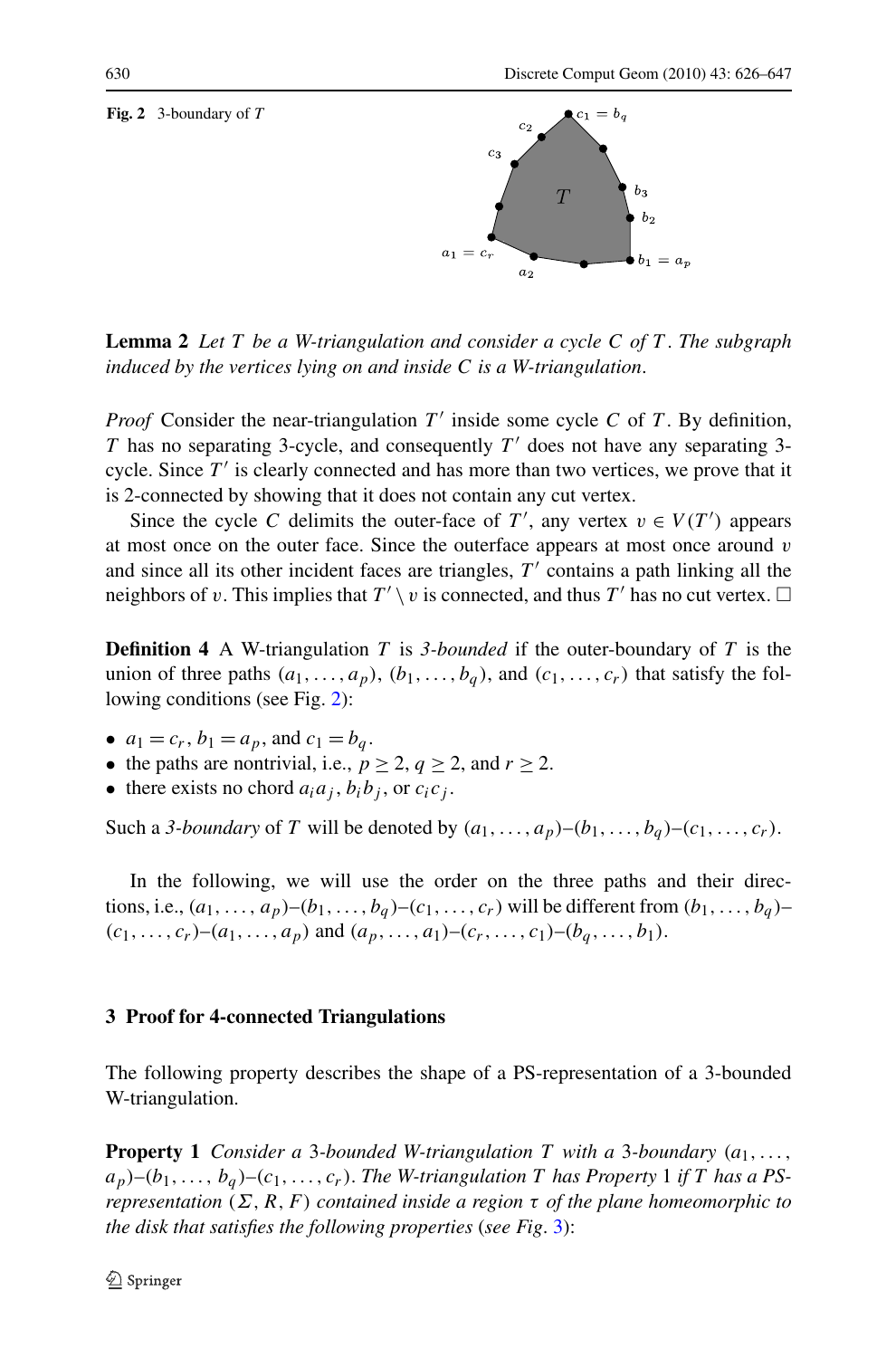**Fig. 2** 3-boundary of $T$

**Lemma 2** *Let $T$ be a W-triangulation and consider a cycle $C$ of $T$. The subgraph induced by the vertices lying on and inside $C$ is a W-triangulation.*

*Proof* Consider the near-triangulation $T'$ inside some cycle $C$ of $T$. By definition, $T$ has no separating 3-cycle, and consequently $T'$ does not have any separating 3-cycle. Since $T'$ is clearly connected and has more than two vertices, we prove that it is 2-connected by showing that it does not contain any cut vertex.

Since the cycle $C$ delimits the outer-face of $T'$, any vertex $v \in V(T')$ appears at most once on the outer face. Since the outerface appears at most once around $v$ and since all its other incident faces are triangles, $T'$ contains a path linking all the neighbors of $v$. This implies that $T' \setminus v$ is connected, and thus $T'$ has no cut vertex. □

**Definition 4** A W-triangulation $T$ is *3-bounded* if the outer-boundary of $T$ is the union of three paths $(a_1, \ldots, a_p)$, $(b_1, \ldots, b_q)$, and $(c_1, \ldots, c_r)$ that satisfy the following conditions (see Fig. 2):

- $a_1 = c_r$, $b_1 = a_p$, and $c_1 = b_q$.
- the paths are nontrivial, i.e., $p \geq 2$, $q \geq 2$, and $r \geq 2$.
- there exists no chord $a_i a_j$, $b_i b_j$, or $c_i c_j$.

Such a *3-boundary* of $T$ will be denoted by $(a_1, \ldots, a_p)$–$(b_1, \ldots, b_q)$–$(c_1, \ldots, c_r)$.

In the following, we will use the order on the three paths and their directions, i.e., $(a_1, \ldots, a_p)$–$(b_1, \ldots, b_q)$–$(c_1, \ldots, c_r)$ will be different from $(b_1, \ldots, b_q)$–$(c_1, \ldots, c_r)$–$(a_1, \ldots, a_p)$ and $(a_p, \ldots, a_1)$–$(c_r, \ldots, c_1)$–$(b_q, \ldots, b_1)$.

## 3 Proof for 4-connected Triangulations

The following property describes the shape of a PS-representation of a 3-bounded W-triangulation.

**Property 1** *Consider a 3-bounded W-triangulation $T$ with a 3-boundary $(a_1, \ldots, a_p)$–$(b_1, \ldots, b_q)$–$(c_1, \ldots, c_r)$. The W-triangulation $T$ has Property 1 if $T$ has a PS-representation $(\Sigma, R, F)$ contained inside a region $\tau$ of the plane homeomorphic to the disk that satisfies the following properties (see Fig. 3):*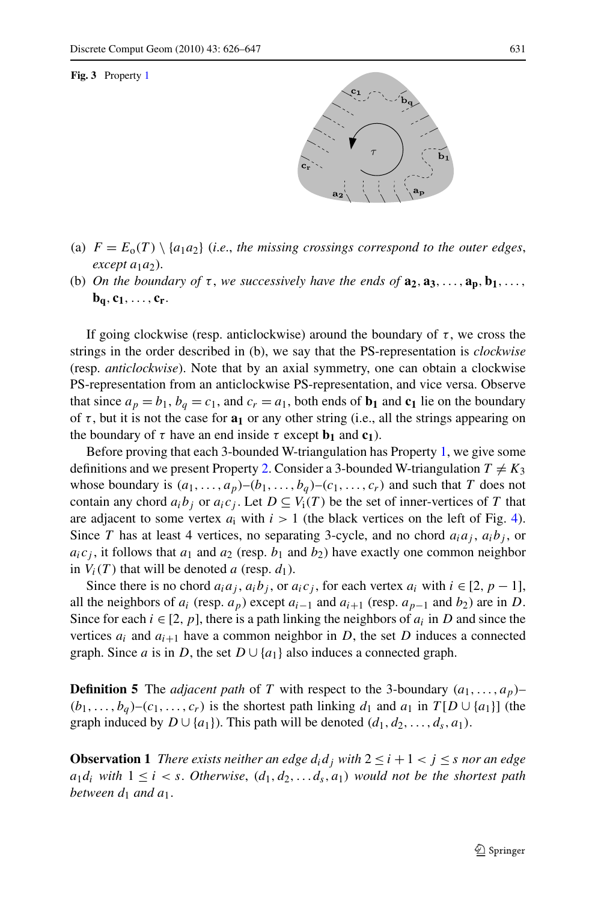**Fig. 3** Property 1

(a) $F = E_o(T) \setminus \{a_1a_2\}$ (*i.e., the missing crossings correspond to the outer edges, except* $a_1a_2$).

(b) *On the boundary of* $\tau$, *we successively have the ends of* $\mathbf{a_2}, \mathbf{a_3}, \ldots, \mathbf{a_p}, \mathbf{b_1}, \ldots, \mathbf{b_q}, \mathbf{c_1}, \ldots, \mathbf{c_r}$.

If going clockwise (resp. anticlockwise) around the boundary of $\tau$, we cross the strings in the order described in (b), we say that the PS-representation is *clockwise* (resp. *anticlockwise*). Note that by an axial symmetry, one can obtain a clockwise PS-representation from an anticlockwise PS-representation, and vice versa. Observe that since $a_p = b_1$, $b_q = c_1$, and $c_r = a_1$, both ends of $\mathbf{b_1}$ and $\mathbf{c_1}$ lie on the boundary of $\tau$, but it is not the case for $\mathbf{a_1}$ or any other string (i.e., all the strings appearing on the boundary of $\tau$ have an end inside $\tau$ except $\mathbf{b_1}$ and $\mathbf{c_1}$).

Before proving that each 3-bounded W-triangulation has Property 1, we give some definitions and we present Property 2. Consider a 3-bounded W-triangulation $T \neq K_3$ whose boundary is $(a_1, \ldots, a_p)$–$(b_1, \ldots, b_q)$–$(c_1, \ldots, c_r)$ and such that $T$ does not contain any chord $a_ib_j$ or $a_ic_j$. Let $D \subseteq V_i(T)$ be the set of inner-vertices of $T$ that are adjacent to some vertex $a_i$ with $i > 1$ (the black vertices on the left of Fig. 4). Since $T$ has at least 4 vertices, no separating 3-cycle, and no chord $a_ia_j$, $a_ib_j$, or $a_ic_j$, it follows that $a_1$ and $a_2$ (resp. $b_1$ and $b_2$) have exactly one common neighbor in $V_i(T)$ that will be denoted $a$ (resp. $d_1$).

Since there is no chord $a_ia_j$, $a_ib_j$, or $a_ic_j$, for each vertex $a_i$ with $i \in [2, p-1]$, all the neighbors of $a_i$ (resp. $a_p$) except $a_{i-1}$ and $a_{i+1}$ (resp. $a_{p-1}$ and $b_2$) are in $D$. Since for each $i \in [2, p]$, there is a path linking the neighbors of $a_i$ in $D$ and since the vertices $a_i$ and $a_{i+1}$ have a common neighbor in $D$, the set $D$ induces a connected graph. Since $a$ is in $D$, the set $D \cup \{a_1\}$ also induces a connected graph.

**Definition 5** The *adjacent path* of $T$ with respect to the 3-boundary $(a_1, \ldots, a_p)$–$(b_1, \ldots, b_q)$–$(c_1, \ldots, c_r)$ is the shortest path linking $d_1$ and $a_1$ in $T[D \cup \{a_1\}]$ (the graph induced by $D \cup \{a_1\}$). This path will be denoted $(d_1, d_2, \ldots, d_s, a_1)$.

**Observation 1** *There exists neither an edge* $d_id_j$ *with* $2 \leq i + 1 < j \leq s$ *nor an edge* $a_1d_i$ *with* $1 \leq i < s$. *Otherwise,* $(d_1, d_2, \ldots d_s, a_1)$ *would not be the shortest path between* $d_1$ *and* $a_1$.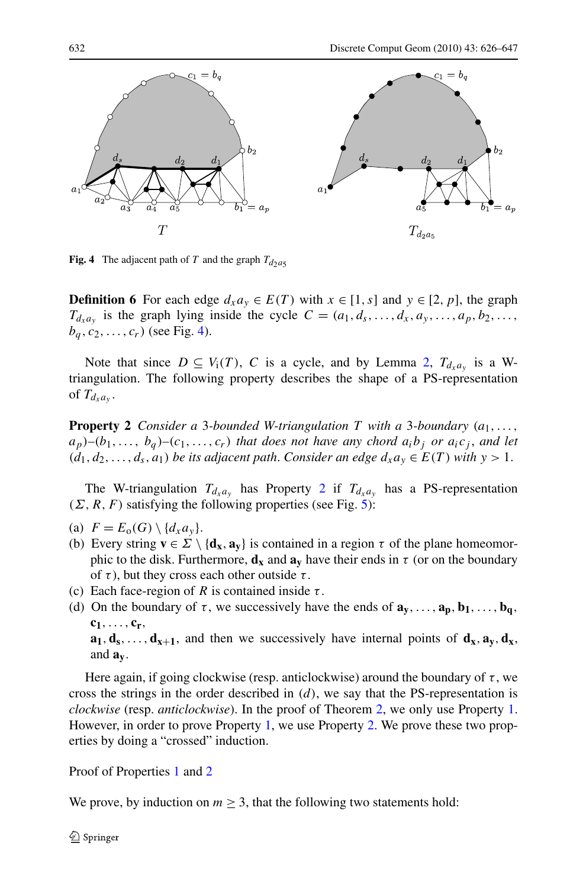**Fig. 4** The adjacent path of $T$ and the graph $T_{d_2a_5}$

**Definition 6** For each edge $d_xa_y \in E(T)$ with $x \in [1, s]$ and $y \in [2, p]$, the graph $T_{d_xa_y}$ is the graph lying inside the cycle $C = (a_1, d_s, \dots, d_x, a_y, \dots, a_p, b_2, \dots, b_q, c_2, \dots, c_r)$ (see Fig. 4).

Note that since $D \subseteq V_{\mathrm{i}}(T)$, $C$ is a cycle, and by Lemma 2, $T_{d_xa_y}$ is a W-triangulation. The following property describes the shape of a PS-representation of $T_{d_xa_y}$.

**Property 2** *Consider a* 3*-bounded W-triangulation* $T$ *with a* 3*-boundary* $(a_1, \dots, a_p)$–$(b_1, \dots, b_q)$–$(c_1, \dots, c_r)$ *that does not have any chord* $a_ib_j$ *or* $a_ic_j$*, and let* $(d_1, d_2, \dots, d_s, a_1)$ *be its adjacent path. Consider an edge* $d_xa_y \in E(T)$ *with* $y > 1$.

The W-triangulation $T_{d_xa_y}$ has Property 2 if $T_{d_xa_y}$ has a PS-representation $(\Sigma, R, F)$ satisfying the following properties (see Fig. 5):

(a) $F = E_{\mathrm{o}}(G) \setminus \{d_xa_y\}$.
(b) Every string $\mathbf{v} \in \Sigma \setminus \{\mathbf{d_x}, \mathbf{a_y}\}$ is contained in a region $\tau$ of the plane homeomorphic to the disk. Furthermore, $\mathbf{d_x}$ and $\mathbf{a_y}$ have their ends in $\tau$ (or on the boundary of $\tau$), but they cross each other outside $\tau$.
(c) Each face-region of $R$ is contained inside $\tau$.
(d) On the boundary of $\tau$, we successively have the ends of $\mathbf{a_y}, \dots, \mathbf{a_p}, \mathbf{b_1}, \dots, \mathbf{b_q}$, $\mathbf{c_1}, \dots, \mathbf{c_r}$,
$\mathbf{a_1}, \mathbf{d_s}, \dots, \mathbf{d_{x+1}}$, and then we successively have internal points of $\mathbf{d_x}, \mathbf{a_y}, \mathbf{d_x}$, and $\mathbf{a_y}$.

Here again, if going clockwise (resp. anticlockwise) around the boundary of $\tau$, we cross the strings in the order described in $(d)$, we say that the PS-representation is *clockwise* (resp. *anticlockwise*). In the proof of Theorem 2, we only use Property 1. However, in order to prove Property 1, we use Property 2. We prove these two properties by doing a "crossed" induction.

Proof of Properties 1 and 2

We prove, by induction on $m \geq 3$, that the following two statements hold: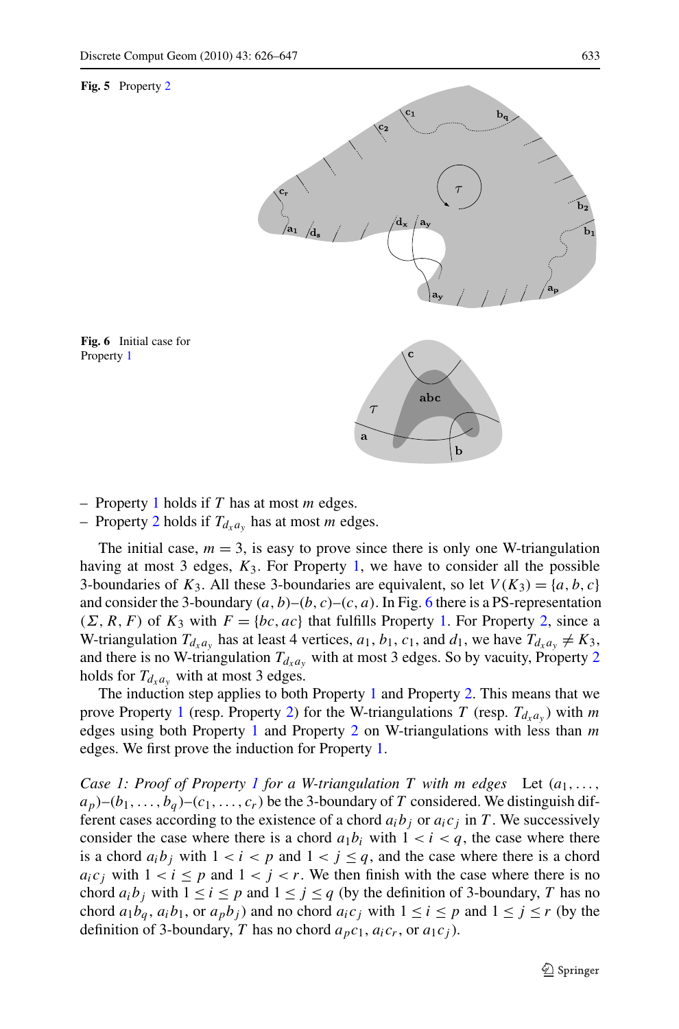**Fig. 5** Property 2

**Fig. 6** Initial case for Property 1

– Property 1 holds if $T$ has at most $m$ edges.
– Property 2 holds if $T_{d_x a_y}$ has at most $m$ edges.

The initial case, $m = 3$, is easy to prove since there is only one W-triangulation having at most 3 edges, $K_3$. For Property 1, we have to consider all the possible 3-boundaries of $K_3$. All these 3-boundaries are equivalent, so let $V(K_3) = \{a, b, c\}$ and consider the 3-boundary $(a, b)$–$(b, c)$–$(c, a)$. In Fig. 6 there is a PS-representation $(\Sigma, R, F)$ of $K_3$ with $F = \{bc, ac\}$ that fulfills Property 1. For Property 2, since a W-triangulation $T_{d_x a_y}$ has at least 4 vertices, $a_1$, $b_1$, $c_1$, and $d_1$, we have $T_{d_x a_y} \neq K_3$, and there is no W-triangulation $T_{d_x a_y}$ with at most 3 edges. So by vacuity, Property 2 holds for $T_{d_x a_y}$ with at most 3 edges.

The induction step applies to both Property 1 and Property 2. This means that we prove Property 1 (resp. Property 2) for the W-triangulations $T$ (resp. $T_{d_x a_y}$) with $m$ edges using both Property 1 and Property 2 on W-triangulations with less than $m$ edges. We first prove the induction for Property 1.

*Case 1: Proof of Property 1 for a W-triangulation $T$ with $m$ edges* Let $(a_1, \ldots, a_p)$–$(b_1, \ldots, b_q)$–$(c_1, \ldots, c_r)$ be the 3-boundary of $T$ considered. We distinguish different cases according to the existence of a chord $a_i b_j$ or $a_i c_j$ in $T$. We successively consider the case where there is a chord $a_1 b_i$ with $1 < i < q$, the case where there is a chord $a_i b_j$ with $1 < i < p$ and $1 < j \leq q$, and the case where there is a chord $a_i c_j$ with $1 < i \leq p$ and $1 < j < r$. We then finish with the case where there is no chord $a_i b_j$ with $1 \leq i \leq p$ and $1 \leq j \leq q$ (by the definition of 3-boundary, $T$ has no chord $a_1 b_q$, $a_i b_1$, or $a_p b_j$) and no chord $a_i c_j$ with $1 \leq i \leq p$ and $1 \leq j \leq r$ (by the definition of 3-boundary, $T$ has no chord $a_p c_1$, $a_i c_r$, or $a_1 c_j$).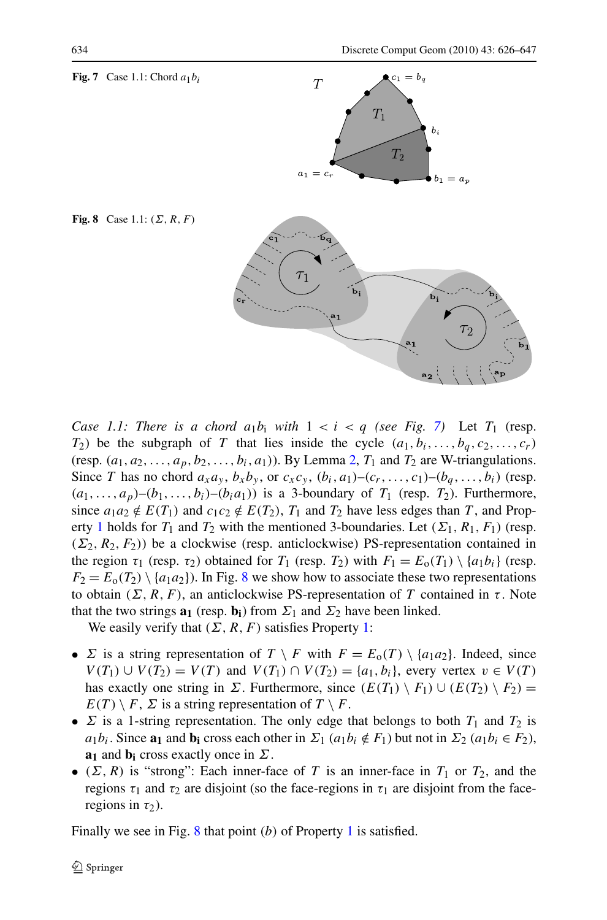**Fig. 7** Case 1.1: Chord $a_1 b_i$

**Fig. 8** Case 1.1: $(\Sigma, R, F)$

*Case 1.1: There is a chord $a_1 b_i$ with $1 < i < q$ (see Fig. 7)* Let $T_1$ (resp. $T_2$) be the subgraph of $T$ that lies inside the cycle $(a_1, b_i, \ldots, b_q, c_2, \ldots, c_r)$ (resp. $(a_1, a_2, \ldots, a_p, b_2, \ldots, b_i, a_1)$). By Lemma 2, $T_1$ and $T_2$ are W-triangulations. Since $T$ has no chord $a_x a_y$, $b_x b_y$, or $c_x c_y$, $(b_i, a_1)$–$(c_r, \ldots, c_1)$–$(b_q, \ldots, b_i)$ (resp. $(a_1, \ldots, a_p)$–$(b_1, \ldots, b_i)$–$(b_i a_1)$) is a 3-boundary of $T_1$ (resp. $T_2$). Furthermore, since $a_1 a_2 \notin E(T_1)$ and $c_1 c_2 \notin E(T_2)$, $T_1$ and $T_2$ have less edges than $T$, and Property 1 holds for $T_1$ and $T_2$ with the mentioned 3-boundaries. Let $(\Sigma_1, R_1, F_1)$ (resp. $(\Sigma_2, R_2, F_2)$) be a clockwise (resp. anticlockwise) PS-representation contained in the region $\tau_1$ (resp. $\tau_2$) obtained for $T_1$ (resp. $T_2$) with $F_1 = E_o(T_1) \setminus \{a_1 b_i\}$ (resp. $F_2 = E_o(T_2) \setminus \{a_1 a_2\}$). In Fig. 8 we show how to associate these two representations to obtain $(\Sigma, R, F)$, an anticlockwise PS-representation of $T$ contained in $\tau$. Note that the two strings $\mathbf{a_1}$ (resp. $\mathbf{b_i}$) from $\Sigma_1$ and $\Sigma_2$ have been linked.

We easily verify that $(\Sigma, R, F)$ satisfies Property 1:

- $\Sigma$ is a string representation of $T \setminus F$ with $F = E_o(T) \setminus \{a_1 a_2\}$. Indeed, since $V(T_1) \cup V(T_2) = V(T)$ and $V(T_1) \cap V(T_2) = \{a_1, b_i\}$, every vertex $v \in V(T)$ has exactly one string in $\Sigma$. Furthermore, since $(E(T_1) \setminus F_1) \cup (E(T_2) \setminus F_2) = E(T) \setminus F$, $\Sigma$ is a string representation of $T \setminus F$.
- $\Sigma$ is a 1-string representation. The only edge that belongs to both $T_1$ and $T_2$ is $a_1 b_i$. Since $\mathbf{a_1}$ and $\mathbf{b_i}$ cross each other in $\Sigma_1$ ($a_1 b_i \notin F_1$) but not in $\Sigma_2$ ($a_1 b_i \in F_2$), $\mathbf{a_1}$ and $\mathbf{b_i}$ cross exactly once in $\Sigma$.
- $(\Sigma, R)$ is "strong": Each inner-face of $T$ is an inner-face in $T_1$ or $T_2$, and the regions $\tau_1$ and $\tau_2$ are disjoint (so the face-regions in $\tau_1$ are disjoint from the face-regions in $\tau_2$).

Finally we see in Fig. 8 that point (*b*) of Property 1 is satisfied.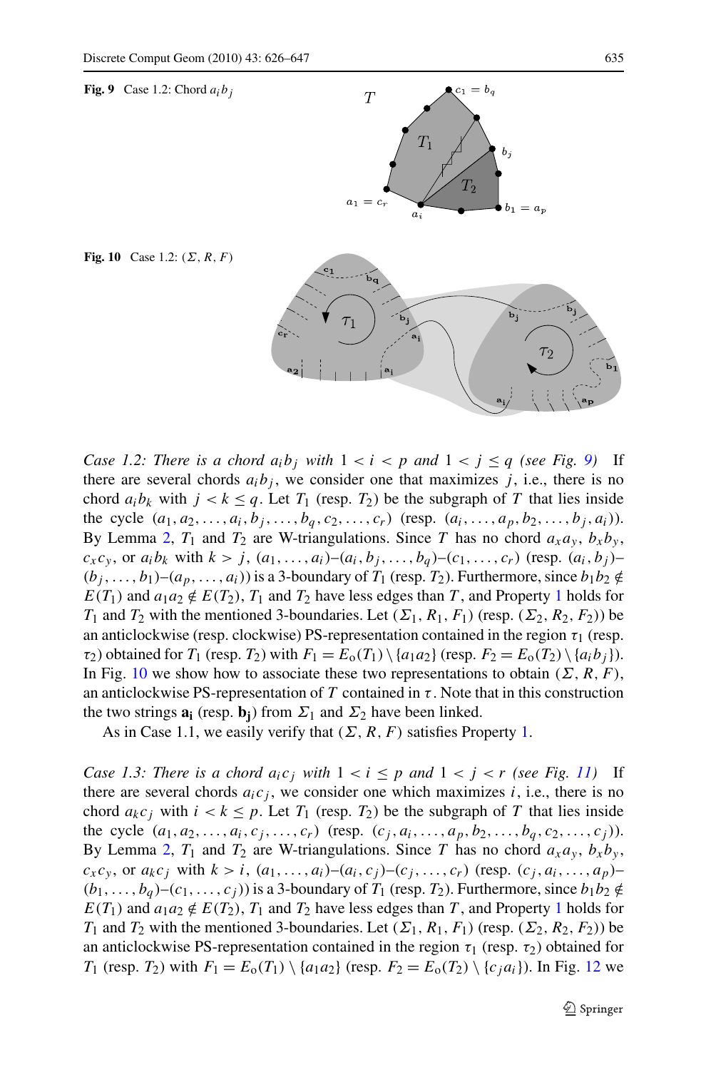**Fig. 9** Case 1.2: Chord $a_i b_j$

**Fig. 10** Case 1.2: $(\Sigma, R, F)$

*Case 1.2: There is a chord $a_i b_j$ with $1 < i < p$ and $1 < j \le q$ (see Fig. 9)* If there are several chords $a_i b_j$, we consider one that maximizes $j$, i.e., there is no chord $a_i b_k$ with $j < k \le q$. Let $T_1$ (resp. $T_2$) be the subgraph of $T$ that lies inside the cycle $(a_1, a_2, \ldots, a_i, b_j, \ldots, b_q, c_2, \ldots, c_r)$ (resp. $(a_i, \ldots, a_p, b_2, \ldots, b_j, a_i)$). By Lemma 2, $T_1$ and $T_2$ are W-triangulations. Since $T$ has no chord $a_x a_y$, $b_x b_y$, $c_x c_y$, or $a_i b_k$ with $k > j$, $(a_1, \ldots, a_i)$–$(a_i, b_j, \ldots, b_q)$–$(c_1, \ldots, c_r)$ (resp. $(a_i, b_j)$–$(b_j, \ldots, b_1)$–$(a_p, \ldots, a_i)$) is a 3-boundary of $T_1$ (resp. $T_2$). Furthermore, since $b_1 b_2 \notin E(T_1)$ and $a_1 a_2 \notin E(T_2)$, $T_1$ and $T_2$ have less edges than $T$, and Property 1 holds for $T_1$ and $T_2$ with the mentioned 3-boundaries. Let $(\Sigma_1, R_1, F_1)$ (resp. $(\Sigma_2, R_2, F_2)$) be an anticlockwise (resp. clockwise) PS-representation contained in the region $\tau_1$ (resp. $\tau_2$) obtained for $T_1$ (resp. $T_2$) with $F_1 = E_o(T_1) \setminus \{a_1 a_2\}$ (resp. $F_2 = E_o(T_2) \setminus \{a_i b_j\}$). In Fig. 10 we show how to associate these two representations to obtain $(\Sigma, R, F)$, an anticlockwise PS-representation of $T$ contained in $\tau$. Note that in this construction the two strings $\mathbf{a_i}$ (resp. $\mathbf{b_j}$) from $\Sigma_1$ and $\Sigma_2$ have been linked.

As in Case 1.1, we easily verify that $(\Sigma, R, F)$ satisfies Property 1.

*Case 1.3: There is a chord $a_i c_j$ with $1 < i \le p$ and $1 < j < r$ (see Fig. 11)* If there are several chords $a_i c_j$, we consider one which maximizes $i$, i.e., there is no chord $a_k c_j$ with $i < k \le p$. Let $T_1$ (resp. $T_2$) be the subgraph of $T$ that lies inside the cycle $(a_1, a_2, \ldots, a_i, c_j, \ldots, c_r)$ (resp. $(c_j, a_i, \ldots, a_p, b_2, \ldots, b_q, c_2, \ldots, c_j)$). By Lemma 2, $T_1$ and $T_2$ are W-triangulations. Since $T$ has no chord $a_x a_y$, $b_x b_y$, $c_x c_y$, or $a_k c_j$ with $k > i$, $(a_1, \ldots, a_i)$–$(a_i, c_j)$–$(c_j, \ldots, c_r)$ (resp. $(c_j, a_i, \ldots, a_p)$–$(b_1, \ldots, b_q)$–$(c_1, \ldots, c_j)$) is a 3-boundary of $T_1$ (resp. $T_2$). Furthermore, since $b_1 b_2 \notin E(T_1)$ and $a_1 a_2 \notin E(T_2)$, $T_1$ and $T_2$ have less edges than $T$, and Property 1 holds for $T_1$ and $T_2$ with the mentioned 3-boundaries. Let $(\Sigma_1, R_1, F_1)$ (resp. $(\Sigma_2, R_2, F_2)$) be an anticlockwise PS-representation contained in the region $\tau_1$ (resp. $\tau_2$) obtained for $T_1$ (resp. $T_2$) with $F_1 = E_o(T_1) \setminus \{a_1 a_2\}$ (resp. $F_2 = E_o(T_2) \setminus \{c_j a_i\}$). In Fig. 12 we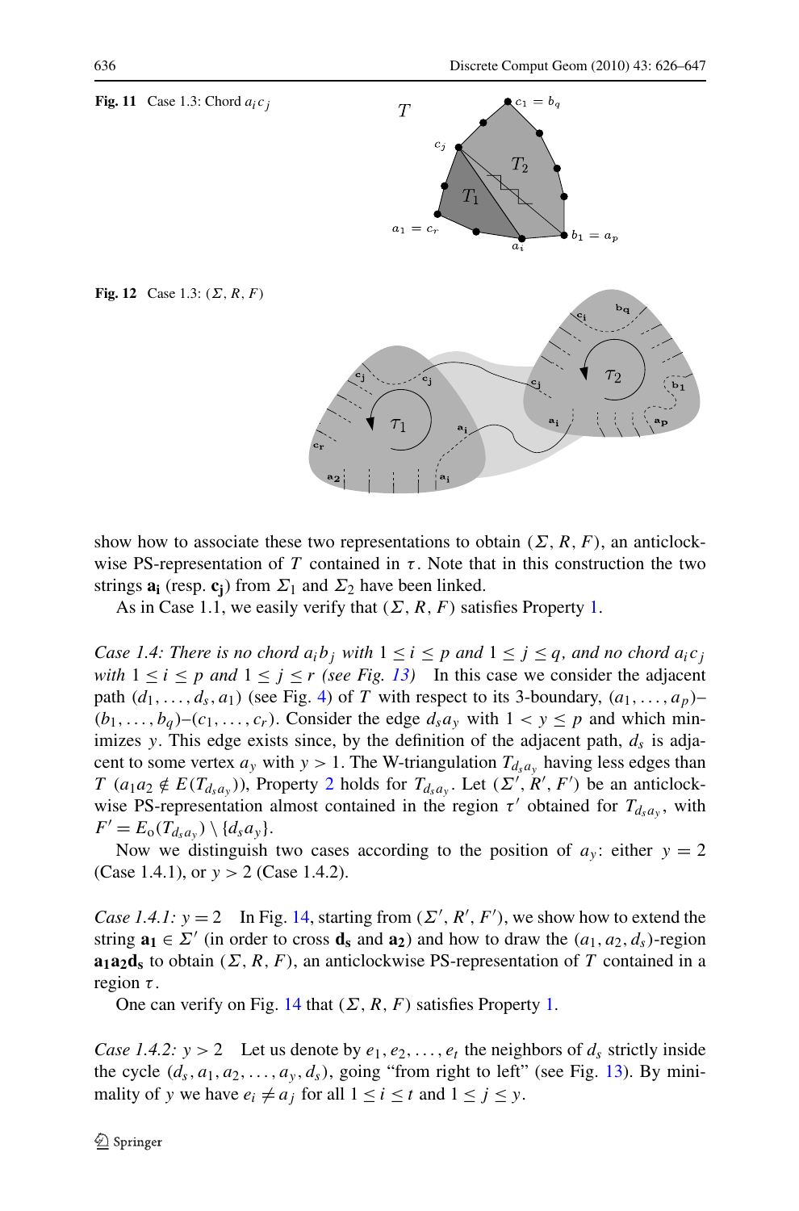**Fig. 11** Case 1.3: Chord $a_i c_j$

**Fig. 12** Case 1.3: $(\Sigma, R, F)$

show how to associate these two representations to obtain $(\Sigma, R, F)$, an anticlockwise PS-representation of $T$ contained in $\tau$. Note that in this construction the two strings $\mathbf{a_i}$ (resp. $\mathbf{c_j}$) from $\Sigma_1$ and $\Sigma_2$ have been linked.

As in Case 1.1, we easily verify that $(\Sigma, R, F)$ satisfies Property 1.

*Case 1.4: There is no chord $a_i b_j$ with $1 \le i \le p$ and $1 \le j \le q$, and no chord $a_i c_j$ with $1 \le i \le p$ and $1 \le j \le r$ (see Fig. 13)* In this case we consider the adjacent path $(d_1, \ldots, d_s, a_1)$ (see Fig. 4) of $T$ with respect to its 3-boundary, $(a_1, \ldots, a_p)$–$(b_1, \ldots, b_q)$–$(c_1, \ldots, c_r)$. Consider the edge $d_s a_y$ with $1 < y \le p$ and which minimizes $y$. This edge exists since, by the definition of the adjacent path, $d_s$ is adjacent to some vertex $a_y$ with $y > 1$. The W-triangulation $T_{d_s a_y}$ having less edges than $T$ ($a_1 a_2 \notin E(T_{d_s a_y})$), Property 2 holds for $T_{d_s a_y}$. Let $(\Sigma', R', F')$ be an anticlockwise PS-representation almost contained in the region $\tau'$ obtained for $T_{d_s a_y}$, with $F' = E_o(T_{d_s a_y}) \setminus \{d_s a_y\}$.

Now we distinguish two cases according to the position of $a_y$: either $y = 2$ (Case 1.4.1), or $y > 2$ (Case 1.4.2).

*Case 1.4.1: $y = 2$* In Fig. 14, starting from $(\Sigma', R', F')$, we show how to extend the string $\mathbf{a_1} \in \Sigma'$ (in order to cross $\mathbf{d_s}$ and $\mathbf{a_2}$) and how to draw the $(a_1, a_2, d_s)$-region $\mathbf{a_1 a_2 d_s}$ to obtain $(\Sigma, R, F)$, an anticlockwise PS-representation of $T$ contained in a region $\tau$.

One can verify on Fig. 14 that $(\Sigma, R, F)$ satisfies Property 1.

*Case 1.4.2: $y > 2$* Let us denote by $e_1, e_2, \ldots, e_t$ the neighbors of $d_s$ strictly inside the cycle $(d_s, a_1, a_2, \ldots, a_y, d_s)$, going "from right to left" (see Fig. 13). By minimality of $y$ we have $e_i \ne a_j$ for all $1 \le i \le t$ and $1 \le j \le y$.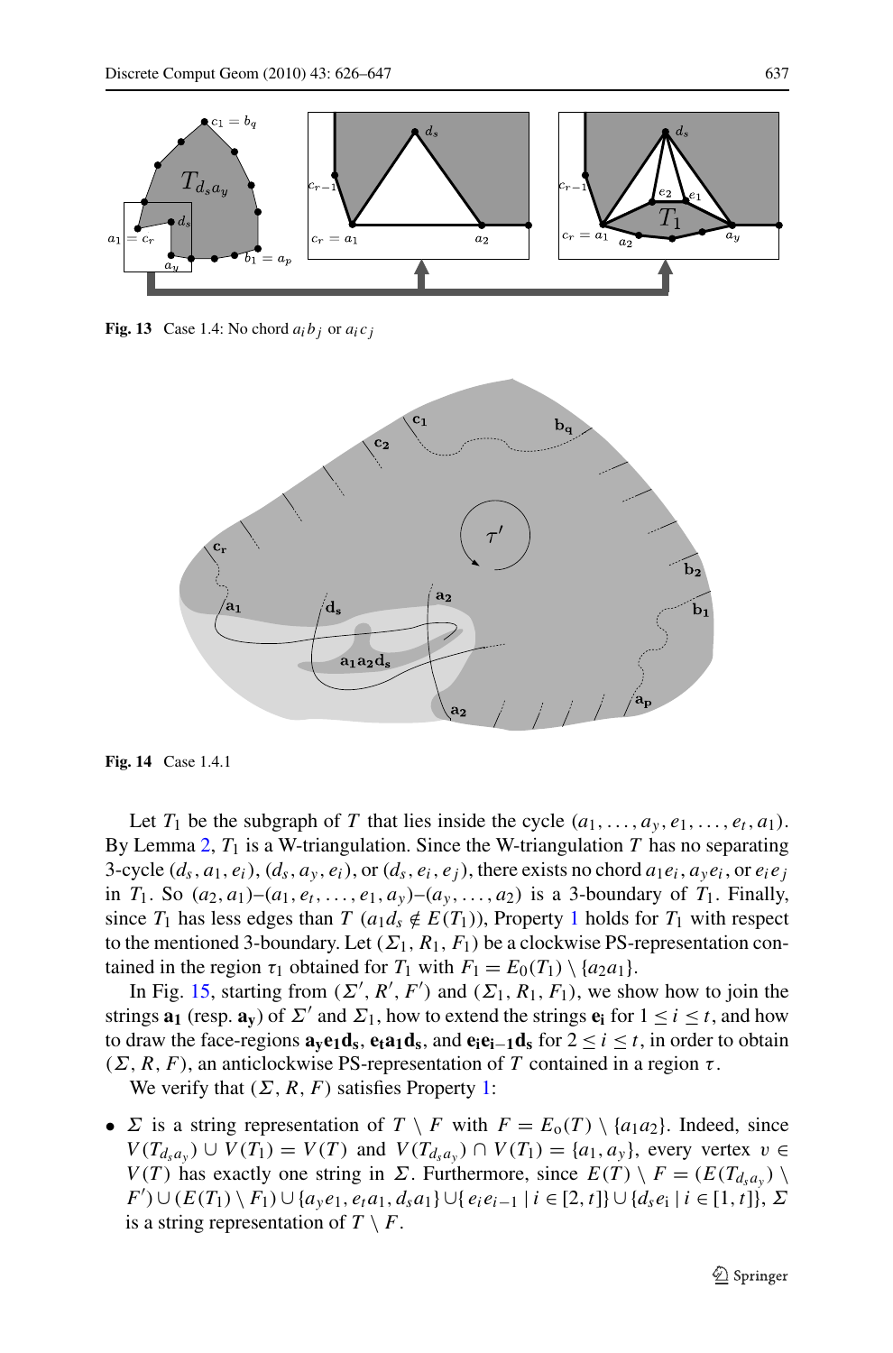**Fig. 13** Case 1.4: No chord $a_i b_j$ or $a_i c_j$

**Fig. 14** Case 1.4.1

Let $T_1$ be the subgraph of $T$ that lies inside the cycle $(a_1, \dots, a_y, e_1, \dots, e_t, a_1)$. By Lemma 2, $T_1$ is a W-triangulation. Since the W-triangulation $T$ has no separating 3-cycle $(d_s, a_1, e_i)$, $(d_s, a_y, e_i)$, or $(d_s, e_i, e_j)$, there exists no chord $a_1 e_i$, $a_y e_i$, or $e_i e_j$ in $T_1$. So $(a_2, a_1)$–$(a_1, e_t, \dots, e_1, a_y)$–$(a_y, \dots, a_2)$ is a 3-boundary of $T_1$. Finally, since $T_1$ has less edges than $T$ ($a_1 d_s \notin E(T_1)$), Property 1 holds for $T_1$ with respect to the mentioned 3-boundary. Let $(\Sigma_1, R_1, F_1)$ be a clockwise PS-representation contained in the region $\tau_1$ obtained for $T_1$ with $F_1 = E_0(T_1) \setminus \{a_2 a_1\}$.

In Fig. 15, starting from $(\Sigma', R', F')$ and $(\Sigma_1, R_1, F_1)$, we show how to join the strings $\mathbf{a_1}$ (resp. $\mathbf{a_y}$) of $\Sigma'$ and $\Sigma_1$, how to extend the strings $\mathbf{e_i}$ for $1 \le i \le t$, and how to draw the face-regions $\mathbf{a_y e_1 d_s}$, $\mathbf{e_t a_1 d_s}$, and $\mathbf{e_i e_{i-1} d_s}$ for $2 \le i \le t$, in order to obtain $(\Sigma, R, F)$, an anticlockwise PS-representation of $T$ contained in a region $\tau$.

We verify that $(\Sigma, R, F)$ satisfies Property 1:

- $\Sigma$ is a string representation of $T \setminus F$ with $F = E_o(T) \setminus \{a_1 a_2\}$. Indeed, since $V(T_{d_s a_y}) \cup V(T_1) = V(T)$ and $V(T_{d_s a_y}) \cap V(T_1) = \{a_1, a_y\}$, every vertex $v \in V(T)$ has exactly one string in $\Sigma$. Furthermore, since $E(T) \setminus F = (E(T_{d_s a_y}) \setminus F') \cup (E(T_1) \setminus F_1) \cup \{a_y e_1, e_t a_1, d_s a_1\} \cup \{e_i e_{i-1} \mid i \in [2, t]\} \cup \{d_s e_i \mid i \in [1, t]\}$, $\Sigma$ is a string representation of $T \setminus F$.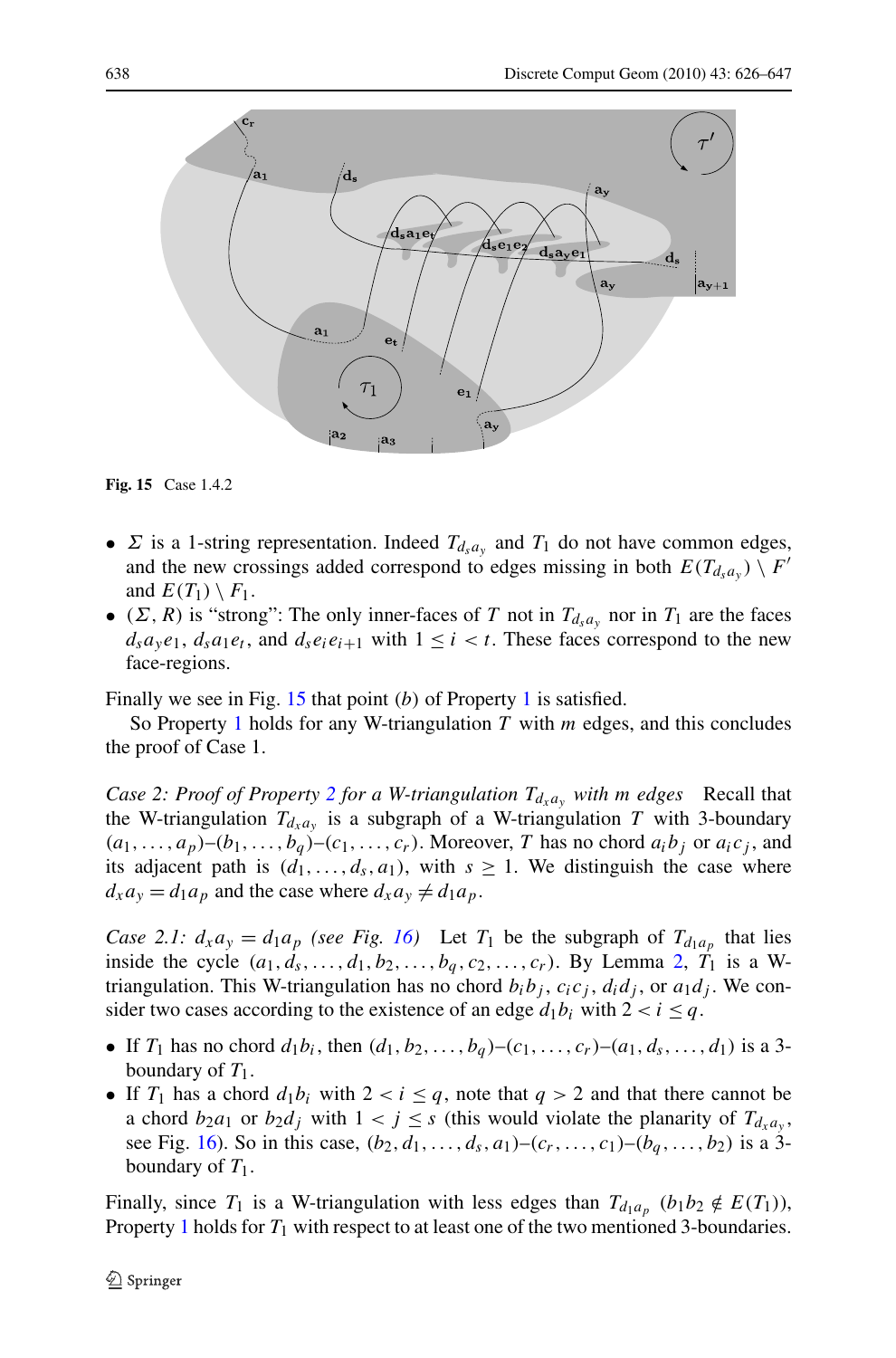**Fig. 15** Case 1.4.2

- $\Sigma$ is a 1-string representation. Indeed $T_{d_s a_y}$ and $T_1$ do not have common edges, and the new crossings added correspond to edges missing in both $E(T_{d_s a_y}) \setminus F'$ and $E(T_1) \setminus F_1$.
- $(\Sigma, R)$ is "strong": The only inner-faces of $T$ not in $T_{d_s a_y}$ nor in $T_1$ are the faces $d_s a_y e_1$, $d_s a_1 e_t$, and $d_s e_i e_{i+1}$ with $1 \leq i < t$. These faces correspond to the new face-regions.

Finally we see in Fig. 15 that point $(b)$ of Property 1 is satisfied.

So Property 1 holds for any W-triangulation $T$ with $m$ edges, and this concludes the proof of Case 1.

*Case 2: Proof of Property 2 for a W-triangulation $T_{d_x a_y}$ with $m$ edges* Recall that the W-triangulation $T_{d_x a_y}$ is a subgraph of a W-triangulation $T$ with 3-boundary $(a_1, \ldots, a_p)$–$(b_1, \ldots, b_q)$–$(c_1, \ldots, c_r)$. Moreover, $T$ has no chord $a_i b_j$ or $a_i c_j$, and its adjacent path is $(d_1, \ldots, d_s, a_1)$, with $s \geq 1$. We distinguish the case where $d_x a_y = d_1 a_p$ and the case where $d_x a_y \neq d_1 a_p$.

*Case 2.1: $d_x a_y = d_1 a_p$ (see Fig. 16)* Let $T_1$ be the subgraph of $T_{d_1 a_p}$ that lies inside the cycle $(a_1, d_s, \ldots, d_1, b_2, \ldots, b_q, c_2, \ldots, c_r)$. By Lemma 2, $T_1$ is a W-triangulation. This W-triangulation has no chord $b_i b_j$, $c_i c_j$, $d_i d_j$, or $a_1 d_j$. We consider two cases according to the existence of an edge $d_1 b_i$ with $2 < i \leq q$.

- If $T_1$ has no chord $d_1 b_i$, then $(d_1, b_2, \ldots, b_q)$–$(c_1, \ldots, c_r)$–$(a_1, d_s, \ldots, d_1)$ is a 3-boundary of $T_1$.
- If $T_1$ has a chord $d_1 b_i$ with $2 < i \leq q$, note that $q > 2$ and that there cannot be a chord $b_2 a_1$ or $b_2 d_j$ with $1 < j \leq s$ (this would violate the planarity of $T_{d_x a_y}$, see Fig. 16). So in this case, $(b_2, d_1, \ldots, d_s, a_1)$–$(c_r, \ldots, c_1)$–$(b_q, \ldots, b_2)$ is a 3-boundary of $T_1$.

Finally, since $T_1$ is a W-triangulation with less edges than $T_{d_1 a_p}$ ($b_1 b_2 \notin E(T_1)$), Property 1 holds for $T_1$ with respect to at least one of the two mentioned 3-boundaries.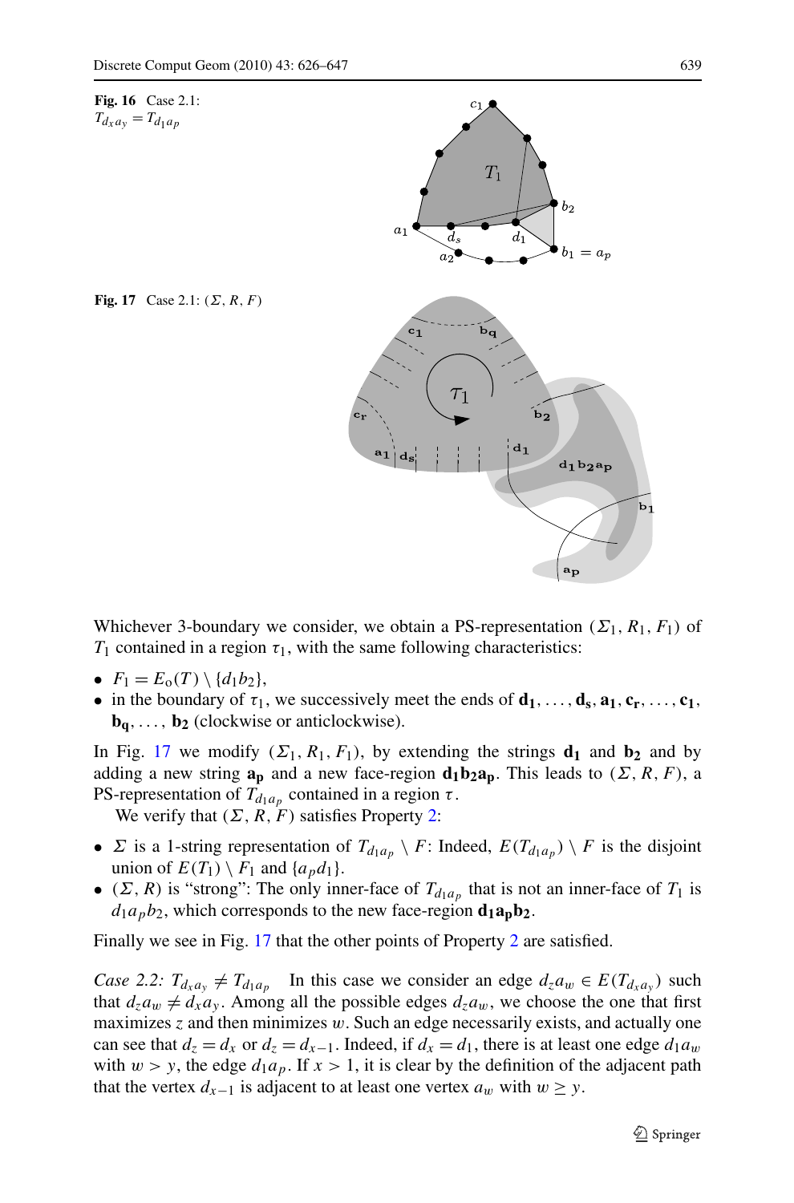**Fig. 16** Case 2.1: $T_{d_x a_y} = T_{d_1 a_p}$

**Fig. 17** Case 2.1: $(\Sigma, R, F)$

Whichever 3-boundary we consider, we obtain a PS-representation $(\Sigma_1, R_1, F_1)$ of $T_1$ contained in a region $\tau_1$, with the same following characteristics:

- $F_1 = E_o(T) \setminus \{d_1 b_2\}$,
- in the boundary of $\tau_1$, we successively meet the ends of $\mathbf{d_1}, \ldots, \mathbf{d_s}, \mathbf{a_1}, \mathbf{c_r}, \ldots, \mathbf{c_1}, \mathbf{b_q}, \ldots, \mathbf{b_2}$ (clockwise or anticlockwise).

In Fig. 17 we modify $(\Sigma_1, R_1, F_1)$, by extending the strings $\mathbf{d_1}$ and $\mathbf{b_2}$ and by adding a new string $\mathbf{a_p}$ and a new face-region $\mathbf{d_1 b_2 a_p}$. This leads to $(\Sigma, R, F)$, a PS-representation of $T_{d_1 a_p}$ contained in a region $\tau$.

We verify that $(\Sigma, R, F)$ satisfies Property 2:

- $\Sigma$ is a 1-string representation of $T_{d_1 a_p} \setminus F$: Indeed, $E(T_{d_1 a_p}) \setminus F$ is the disjoint union of $E(T_1) \setminus F_1$ and $\{a_p d_1\}$.
- $(\Sigma, R)$ is "strong": The only inner-face of $T_{d_1 a_p}$ that is not an inner-face of $T_1$ is $d_1 a_p b_2$, which corresponds to the new face-region $\mathbf{d_1 a_p b_2}$.

Finally we see in Fig. 17 that the other points of Property 2 are satisfied.

*Case 2.2: $T_{d_x a_y} \neq T_{d_1 a_p}$* In this case we consider an edge $d_z a_w \in E(T_{d_x a_y})$ such that $d_z a_w \neq d_x a_y$. Among all the possible edges $d_z a_w$, we choose the one that first maximizes $z$ and then minimizes $w$. Such an edge necessarily exists, and actually one can see that $d_z = d_x$ or $d_z = d_{x-1}$. Indeed, if $d_x = d_1$, there is at least one edge $d_1 a_w$ with $w > y$, the edge $d_1 a_p$. If $x > 1$, it is clear by the definition of the adjacent path that the vertex $d_{x-1}$ is adjacent to at least one vertex $a_w$ with $w \geq y$.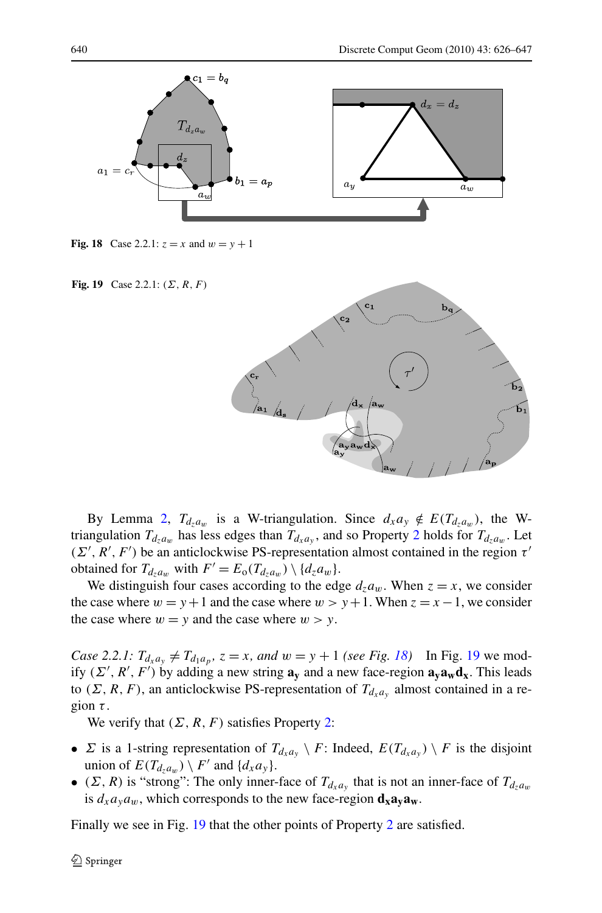**Fig. 18** Case 2.2.1: $z = x$ and $w = y + 1$

**Fig. 19** Case 2.2.1: $(\Sigma, R, F)$

By Lemma 2, $T_{d_z a_w}$ is a W-triangulation. Since $d_x a_y \notin E(T_{d_z a_w})$, the W-triangulation $T_{d_z a_w}$ has less edges than $T_{d_x a_y}$, and so Property 2 holds for $T_{d_z a_w}$. Let $(\Sigma', R', F')$ be an anticlockwise PS-representation almost contained in the region $\tau'$ obtained for $T_{d_z a_w}$ with $F' = E_{\text{o}}(T_{d_z a_w}) \setminus \{d_z a_w\}$.

We distinguish four cases according to the edge $d_z a_w$. When $z = x$, we consider the case where $w = y + 1$ and the case where $w > y + 1$. When $z = x - 1$, we consider the case where $w = y$ and the case where $w > y$.

*Case 2.2.1: $T_{d_x a_y} \neq T_{d_1 a_p}$, $z = x$, and $w = y + 1$ (see Fig. 18)* In Fig. 19 we modify $(\Sigma', R', F')$ by adding a new string $\mathbf{a_y}$ and a new face-region $\mathbf{a_y a_w d_x}$. This leads to $(\Sigma, R, F)$, an anticlockwise PS-representation of $T_{d_x a_y}$ almost contained in a region $\tau$.

We verify that $(\Sigma, R, F)$ satisfies Property 2:

- $\Sigma$ is a 1-string representation of $T_{d_x a_y} \setminus F$: Indeed, $E(T_{d_x a_y}) \setminus F$ is the disjoint union of $E(T_{d_z a_w}) \setminus F'$ and $\{d_x a_y\}$.
- $(\Sigma, R)$ is "strong": The only inner-face of $T_{d_x a_y}$ that is not an inner-face of $T_{d_z a_w}$ is $d_x a_y a_w$, which corresponds to the new face-region $\mathbf{d_x a_y a_w}$.

Finally we see in Fig. 19 that the other points of Property 2 are satisfied.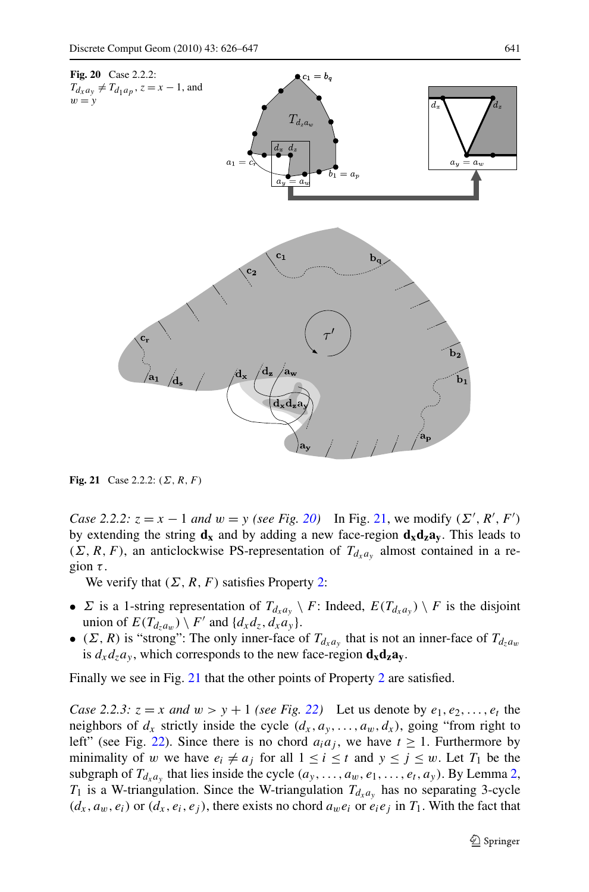**Fig. 20** Case 2.2.2: $T_{d_x a_y} \neq T_{d_1 a_p}$, $z = x - 1$, and $w = y$

**Fig. 21** Case 2.2.2: $(\Sigma, R, F)$

*Case 2.2.2: $z = x - 1$ and $w = y$ (see Fig. 20)* In Fig. 21, we modify $(\Sigma', R', F')$ by extending the string $\mathbf{d_x}$ and by adding a new face-region $\mathbf{d_x d_z a_y}$. This leads to $(\Sigma, R, F)$, an anticlockwise PS-representation of $T_{d_x a_y}$ almost contained in a region $\tau$.

We verify that $(\Sigma, R, F)$ satisfies Property 2:

- $\Sigma$ is a 1-string representation of $T_{d_x a_y} \setminus F$: Indeed, $E(T_{d_x a_y}) \setminus F$ is the disjoint union of $E(T_{d_z a_w}) \setminus F'$ and $\{d_x d_z, d_x a_y\}$.
- $(\Sigma, R)$ is "strong": The only inner-face of $T_{d_x a_y}$ that is not an inner-face of $T_{d_z a_w}$ is $d_x d_z a_y$, which corresponds to the new face-region $\mathbf{d_x d_z a_y}$.

Finally we see in Fig. 21 that the other points of Property 2 are satisfied.

*Case 2.2.3: $z = x$ and $w > y + 1$ (see Fig. 22)* Let us denote by $e_1, e_2, \ldots, e_t$ the neighbors of $d_x$ strictly inside the cycle $(d_x, a_y, \ldots, a_w, d_x)$, going "from right to left" (see Fig. 22). Since there is no chord $a_i a_j$, we have $t \geq 1$. Furthermore by minimality of $w$ we have $e_i \neq a_j$ for all $1 \leq i \leq t$ and $y \leq j \leq w$. Let $T_1$ be the subgraph of $T_{d_x a_y}$ that lies inside the cycle $(a_y, \ldots, a_w, e_1, \ldots, e_t, a_y)$. By Lemma 2, $T_1$ is a W-triangulation. Since the W-triangulation $T_{d_x a_y}$ has no separating 3-cycle $(d_x, a_w, e_i)$ or $(d_x, e_i, e_j)$, there exists no chord $a_w e_i$ or $e_i e_j$ in $T_1$. With the fact that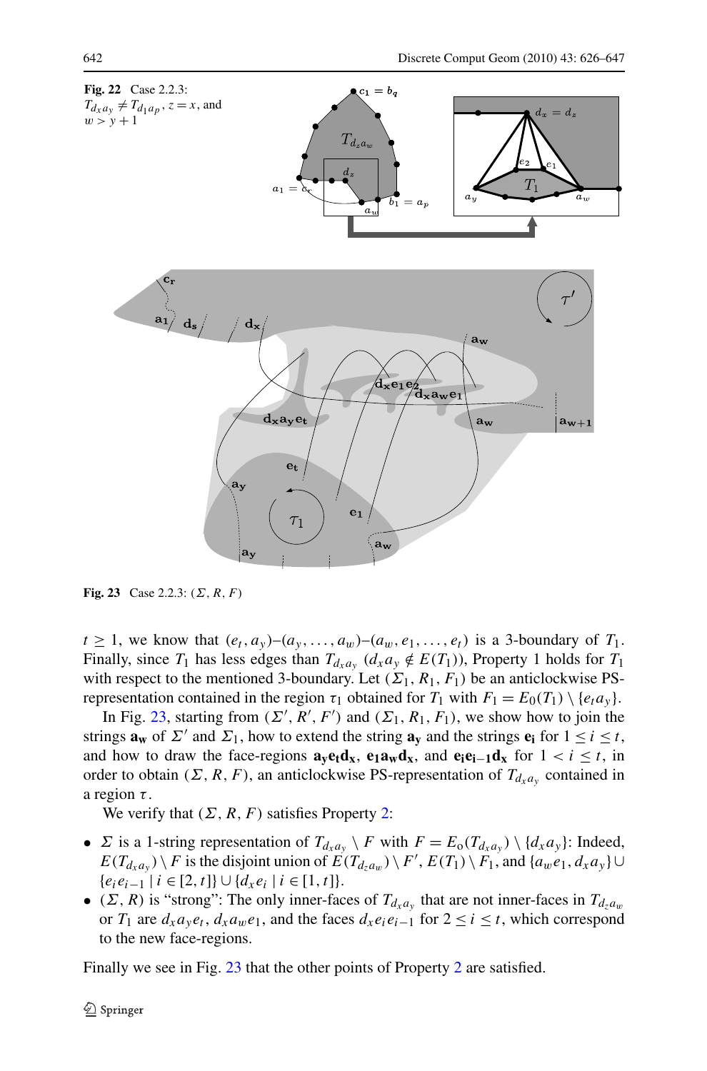**Fig. 22** Case 2.2.3: $T_{d_x a_y} \neq T_{d_1 a_p}$, $z = x$, and $w > y + 1$

**Fig. 23** Case 2.2.3: $(\Sigma, R, F)$

$t \geq 1$, we know that $(e_t, a_y)$–$(a_y, \ldots, a_w)$–$(a_w, e_1, \ldots, e_t)$ is a 3-boundary of $T_1$. Finally, since $T_1$ has less edges than $T_{d_x a_y}$ ($d_x a_y \notin E(T_1)$), Property 1 holds for $T_1$ with respect to the mentioned 3-boundary. Let $(\Sigma_1, R_1, F_1)$ be an anticlockwise PS-representation contained in the region $\tau_1$ obtained for $T_1$ with $F_1 = E_0(T_1) \setminus \{e_t a_y\}$.

In Fig. 23, starting from $(\Sigma', R', F')$ and $(\Sigma_1, R_1, F_1)$, we show how to join the strings $\mathbf{a_w}$ of $\Sigma'$ and $\Sigma_1$, how to extend the string $\mathbf{a_y}$ and the strings $\mathbf{e_i}$ for $1 \leq i \leq t$, and how to draw the face-regions $\mathbf{a_y e_t d_x}$, $\mathbf{e_1 a_w d_x}$, and $\mathbf{e_i e_{i-1} d_x}$ for $1 < i \leq t$, in order to obtain $(\Sigma, R, F)$, an anticlockwise PS-representation of $T_{d_x a_y}$ contained in a region $\tau$.

We verify that $(\Sigma, R, F)$ satisfies Property 2:

- $\Sigma$ is a 1-string representation of $T_{d_x a_y} \setminus F$ with $F = E_o(T_{d_x a_y}) \setminus \{d_x a_y\}$: Indeed, $E(T_{d_x a_y}) \setminus F$ is the disjoint union of $E(T_{d_z a_w}) \setminus F'$, $E(T_1) \setminus F_1$, and $\{a_w e_1, d_x a_y\} \cup \{e_i e_{i-1} \mid i \in [2, t]\} \cup \{d_x e_i \mid i \in [1, t]\}$.
- $(\Sigma, R)$ is "strong": The only inner-faces of $T_{d_x a_y}$ that are not inner-faces in $T_{d_z a_w}$ or $T_1$ are $d_x a_y e_t$, $d_x a_w e_1$, and the faces $d_x e_i e_{i-1}$ for $2 \leq i \leq t$, which correspond to the new face-regions.

Finally we see in Fig. 23 that the other points of Property 2 are satisfied.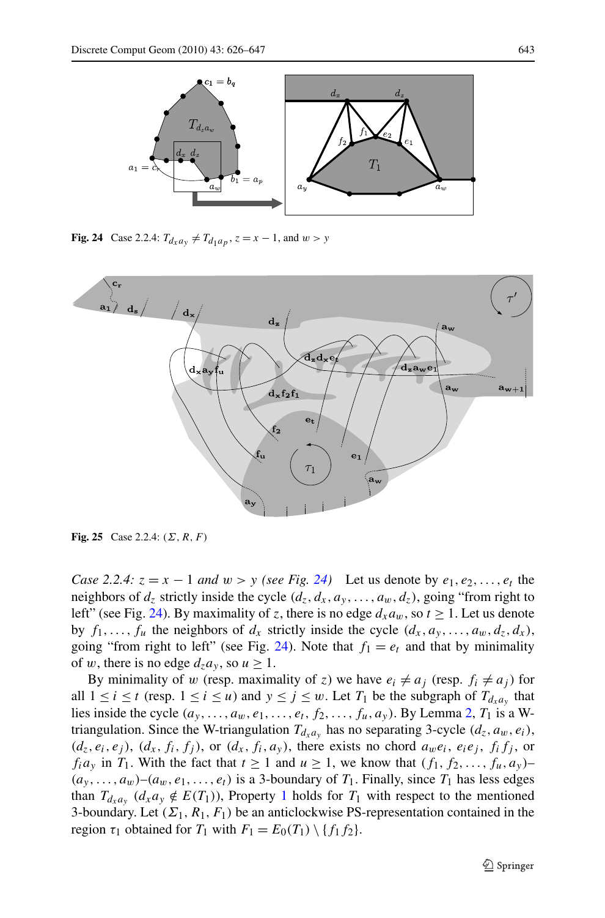**Fig. 24** Case 2.2.4: $T_{d_x a_y} \neq T_{d_1 a_p}$, $z = x - 1$, and $w > y$

**Fig. 25** Case 2.2.4: $(\Sigma, R, F)$

*Case 2.2.4: $z = x - 1$ and $w > y$ (see Fig. 24)* Let us denote by $e_1, e_2, \ldots, e_t$ the neighbors of $d_z$ strictly inside the cycle $(d_z, d_x, a_y, \ldots, a_w, d_z)$, going "from right to left" (see Fig. 24). By maximality of $z$, there is no edge $d_x a_w$, so $t \geq 1$. Let us denote by $f_1, \ldots, f_u$ the neighbors of $d_x$ strictly inside the cycle $(d_x, a_y, \ldots, a_w, d_z, d_x)$, going "from right to left" (see Fig. 24). Note that $f_1 = e_t$ and that by minimality of $w$, there is no edge $d_z a_y$, so $u \geq 1$.

By minimality of $w$ (resp. maximality of $z$) we have $e_i \neq a_j$ (resp. $f_i \neq a_j$) for all $1 \leq i \leq t$ (resp. $1 \leq i \leq u$) and $y \leq j \leq w$. Let $T_1$ be the subgraph of $T_{d_x a_y}$ that lies inside the cycle $(a_y, \ldots, a_w, e_1, \ldots, e_t, f_2, \ldots, f_u, a_y)$. By Lemma 2, $T_1$ is a W-triangulation. Since the W-triangulation $T_{d_x a_y}$ has no separating 3-cycle $(d_z, a_w, e_i)$, $(d_z, e_i, e_j)$, $(d_x, f_i, f_j)$, or $(d_x, f_i, a_y)$, there exists no chord $a_w e_i$, $e_i e_j$, $f_i f_j$, or $f_i a_y$ in $T_1$. With the fact that $t \geq 1$ and $u \geq 1$, we know that $(f_1, f_2, \ldots, f_u, a_y)$–$(a_y, \ldots, a_w)$–$(a_w, e_1, \ldots, e_t)$ is a 3-boundary of $T_1$. Finally, since $T_1$ has less edges than $T_{d_x a_y}$ ($d_x a_y \notin E(T_1)$), Property 1 holds for $T_1$ with respect to the mentioned 3-boundary. Let $(\Sigma_1, R_1, F_1)$ be an anticlockwise PS-representation contained in the region $\tau_1$ obtained for $T_1$ with $F_1 = E_0(T_1) \setminus \{f_1 f_2\}$.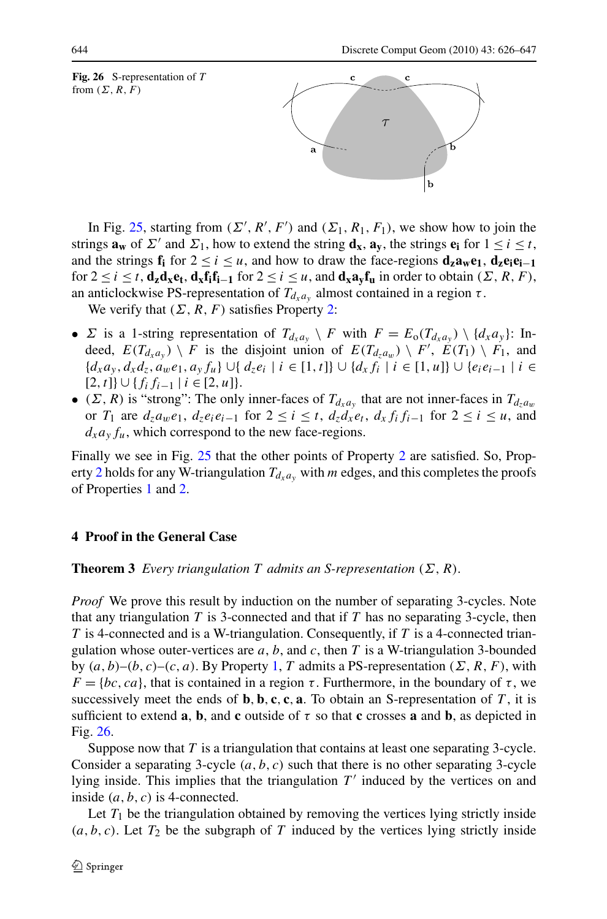**Fig. 26** S-representation of $T$ from $(\Sigma, R, F)$

In Fig. 25, starting from $(\Sigma', R', F')$ and $(\Sigma_1, R_1, F_1)$, we show how to join the strings $\mathbf{a_w}$ of $\Sigma'$ and $\Sigma_1$, how to extend the string $\mathbf{d_x}$, $\mathbf{a_y}$, the strings $\mathbf{e_i}$ for $1 \leq i \leq t$, and the strings $\mathbf{f_i}$ for $2 \leq i \leq u$, and how to draw the face-regions $\mathbf{d_z a_w e_1}$, $\mathbf{d_z e_i e_{i-1}}$ for $2 \leq i \leq t$, $\mathbf{d_z d_x e_t}$, $\mathbf{d_x f_i f_{i-1}}$ for $2 \leq i \leq u$, and $\mathbf{d_x a_y f_u}$ in order to obtain $(\Sigma, R, F)$, an anticlockwise PS-representation of $T_{d_x a_y}$ almost contained in a region $\tau$.

We verify that $(\Sigma, R, F)$ satisfies Property 2:

- $\Sigma$ is a 1-string representation of $T_{d_x a_y} \setminus F$ with $F = E_o(T_{d_x a_y}) \setminus \{d_x a_y\}$: Indeed, $E(T_{d_x a_y}) \setminus F$ is the disjoint union of $E(T_{d_z a_w}) \setminus F'$, $E(T_1) \setminus F_1$, and $\{d_x a_y, d_x d_z, a_w e_1, a_y f_u\} \cup \{d_z e_i \mid i \in [1, t]\} \cup \{d_x f_i \mid i \in [1, u]\} \cup \{e_i e_{i-1} \mid i \in [2, t]\} \cup \{f_i f_{i-1} \mid i \in [2, u]\}$.
- $(\Sigma, R)$ is "strong": The only inner-faces of $T_{d_x a_y}$ that are not inner-faces in $T_{d_z a_w}$ or $T_1$ are $d_z a_w e_1$, $d_z e_i e_{i-1}$ for $2 \leq i \leq t$, $d_z d_x e_t$, $d_x f_i f_{i-1}$ for $2 \leq i \leq u$, and $d_x a_y f_u$, which correspond to the new face-regions.

Finally we see in Fig. 25 that the other points of Property 2 are satisfied. So, Property 2 holds for any W-triangulation $T_{d_x a_y}$ with $m$ edges, and this completes the proofs of Properties 1 and 2.

## 4 Proof in the General Case

**Theorem 3** *Every triangulation $T$ admits an S-representation $(\Sigma, R)$.*

*Proof* We prove this result by induction on the number of separating 3-cycles. Note that any triangulation $T$ is 3-connected and that if $T$ has no separating 3-cycle, then $T$ is 4-connected and is a W-triangulation. Consequently, if $T$ is a 4-connected triangulation whose outer-vertices are $a$, $b$, and $c$, then $T$ is a W-triangulation 3-bounded by $(a, b)$–$(b, c)$–$(c, a)$. By Property 1, $T$ admits a PS-representation $(\Sigma, R, F)$, with $F = \{bc, ca\}$, that is contained in a region $\tau$. Furthermore, in the boundary of $\tau$, we successively meet the ends of $\mathbf{b}, \mathbf{b}, \mathbf{c}, \mathbf{c}, \mathbf{a}$. To obtain an S-representation of $T$, it is sufficient to extend $\mathbf{a}$, $\mathbf{b}$, and $\mathbf{c}$ outside of $\tau$ so that $\mathbf{c}$ crosses $\mathbf{a}$ and $\mathbf{b}$, as depicted in Fig. 26.

Suppose now that $T$ is a triangulation that contains at least one separating 3-cycle. Consider a separating 3-cycle $(a, b, c)$ such that there is no other separating 3-cycle lying inside. This implies that the triangulation $T'$ induced by the vertices on and inside $(a, b, c)$ is 4-connected.

Let $T_1$ be the triangulation obtained by removing the vertices lying strictly inside $(a, b, c)$. Let $T_2$ be the subgraph of $T$ induced by the vertices lying strictly inside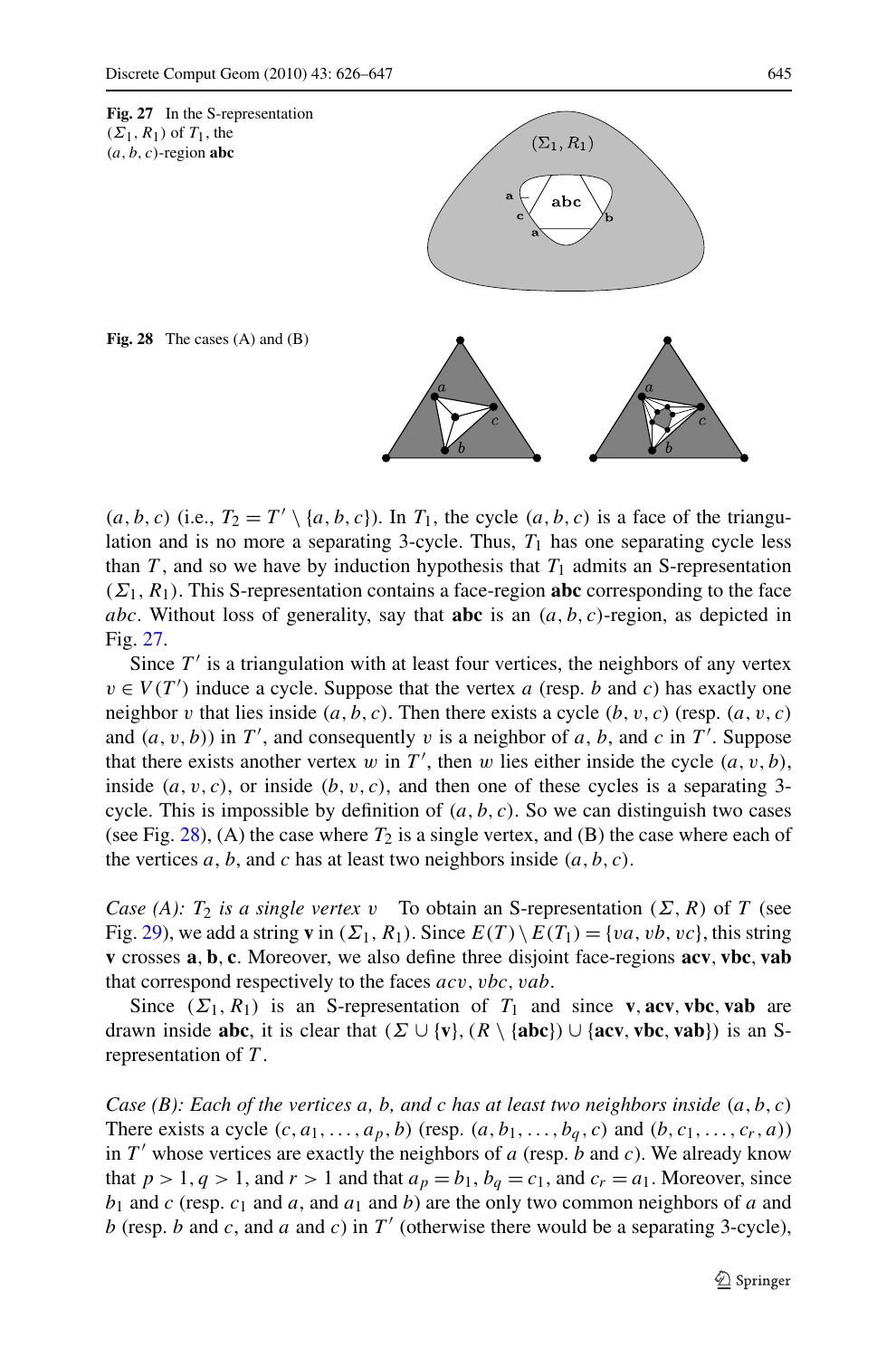**Fig. 27** In the S-representation $(\Sigma_1, R_1)$ of $T_1$, the $(a, b, c)$-region **abc**

**Fig. 28** The cases (A) and (B)

$(a, b, c)$ (i.e., $T_2 = T' \setminus \{a, b, c\}$). In $T_1$, the cycle $(a, b, c)$ is a face of the triangulation and is no more a separating 3-cycle. Thus, $T_1$ has one separating cycle less than $T$, and so we have by induction hypothesis that $T_1$ admits an S-representation $(\Sigma_1, R_1)$. This S-representation contains a face-region **abc** corresponding to the face $abc$. Without loss of generality, say that **abc** is an $(a, b, c)$-region, as depicted in Fig. 27.

Since $T'$ is a triangulation with at least four vertices, the neighbors of any vertex $v \in V(T')$ induce a cycle. Suppose that the vertex $a$ (resp. $b$ and $c$) has exactly one neighbor $v$ that lies inside $(a, b, c)$. Then there exists a cycle $(b, v, c)$ (resp. $(a, v, c)$ and $(a, v, b)$) in $T'$, and consequently $v$ is a neighbor of $a$, $b$, and $c$ in $T'$. Suppose that there exists another vertex $w$ in $T'$, then $w$ lies either inside the cycle $(a, v, b)$, inside $(a, v, c)$, or inside $(b, v, c)$, and then one of these cycles is a separating 3-cycle. This is impossible by definition of $(a, b, c)$. So we can distinguish two cases (see Fig. 28), (A) the case where $T_2$ is a single vertex, and (B) the case where each of the vertices $a$, $b$, and $c$ has at least two neighbors inside $(a, b, c)$.

*Case (A): $T_2$ is a single vertex $v$* To obtain an S-representation $(\Sigma, R)$ of $T$ (see Fig. 29), we add a string **v** in $(\Sigma_1, R_1)$. Since $E(T) \setminus E(T_1) = \{va, vb, vc\}$, this string **v** crosses **a**, **b**, **c**. Moreover, we also define three disjoint face-regions **acv**, **vbc**, **vab** that correspond respectively to the faces $acv$, $vbc$, $vab$.

Since $(\Sigma_1, R_1)$ is an S-representation of $T_1$ and since **v**, **acv**, **vbc**, **vab** are drawn inside **abc**, it is clear that $(\Sigma \cup \{\mathbf{v}\}, (R \setminus \{\mathbf{abc}\}) \cup \{\mathbf{acv}, \mathbf{vbc}, \mathbf{vab}\})$ is an S-representation of $T$.

*Case (B): Each of the vertices $a$, $b$, and $c$ has at least two neighbors inside $(a, b, c)$* There exists a cycle $(c, a_1, \ldots, a_p, b)$ (resp. $(a, b_1, \ldots, b_q, c)$ and $(b, c_1, \ldots, c_r, a)$) in $T'$ whose vertices are exactly the neighbors of $a$ (resp. $b$ and $c$). We already know that $p > 1$, $q > 1$, and $r > 1$ and that $a_p = b_1$, $b_q = c_1$, and $c_r = a_1$. Moreover, since $b_1$ and $c$ (resp. $c_1$ and $a$, and $a_1$ and $b$) are the only two common neighbors of $a$ and $b$ (resp. $b$ and $c$, and $a$ and $c$) in $T'$ (otherwise there would be a separating 3-cycle),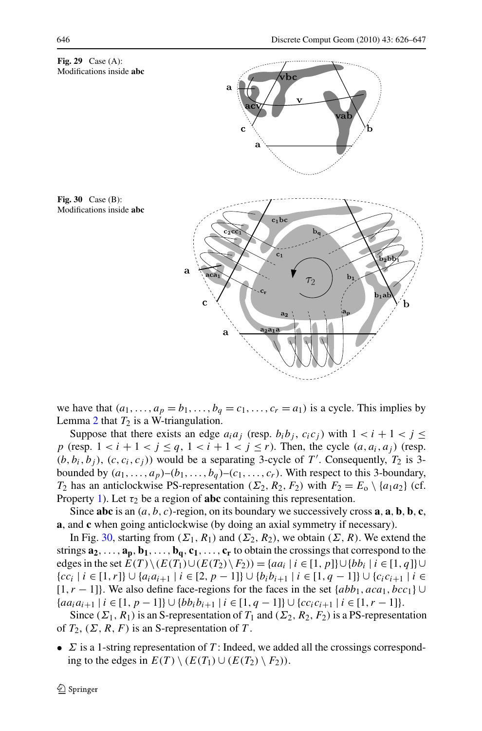**Fig. 29** Case (A): Modifications inside **abc**

**Fig. 30** Case (B): Modifications inside **abc**

we have that $(a_1, \dots, a_p = b_1, \dots, b_q = c_1, \dots, c_r = a_1)$ is a cycle. This implies by Lemma 2 that $T_2$ is a W-triangulation.

Suppose that there exists an edge $a_i a_j$ (resp. $b_i b_j$, $c_i c_j$) with $1 < i + 1 < j \leq p$ (resp. $1 < i + 1 < j \leq q$, $1 < i + 1 < j \leq r$). Then, the cycle $(a, a_i, a_j)$ (resp. $(b, b_i, b_j)$, $(c, c_i, c_j)$) would be a separating 3-cycle of $T'$. Consequently, $T_2$ is 3-bounded by $(a_1, \dots, a_p)$–$(b_1, \dots, b_q)$–$(c_1, \dots, c_r)$. With respect to this 3-boundary, $T_2$ has an anticlockwise PS-representation $(\Sigma_2, R_2, F_2)$ with $F_2 = E_o \setminus \{a_1 a_2\}$ (cf. Property 1). Let $\tau_2$ be a region of **abc** containing this representation.

Since **abc** is an $(a, b, c)$-region, on its boundary we successively cross **a**, **a**, **b**, **b**, **c**, **a**, and **c** when going anticlockwise (by doing an axial symmetry if necessary).

In Fig. 30, starting from $(\Sigma_1, R_1)$ and $(\Sigma_2, R_2)$, we obtain $(\Sigma, R)$. We extend the strings $\mathbf{a_2}, \dots, \mathbf{a_p}, \mathbf{b_1}, \dots, \mathbf{b_q}, \mathbf{c_1}, \dots, \mathbf{c_r}$ to obtain the crossings that correspond to the edges in the set $E(T) \setminus (E(T_1) \cup (E(T_2) \setminus F_2)) = \{aa_i \mid i \in [1, p]\} \cup \{bb_i \mid i \in [1, q]\} \cup \{cc_i \mid i \in [1, r]\} \cup \{a_i a_{i+1} \mid i \in [2, p-1]\} \cup \{b_i b_{i+1} \mid i \in [1, q-1]\} \cup \{c_i c_{i+1} \mid i \in [1, r-1]\}$. We also define face-regions for the faces in the set $\{abb_1, aca_1, bcc_1\} \cup \{aa_i a_{i+1} \mid i \in [1, p-1]\} \cup \{bb_i b_{i+1} \mid i \in [1, q-1]\} \cup \{cc_i c_{i+1} \mid i \in [1, r-1]\}$.

Since $(\Sigma_1, R_1)$ is an S-representation of $T_1$ and $(\Sigma_2, R_2, F_2)$ is a PS-representation of $T_2$, $(\Sigma, R, F)$ is an S-representation of $T$.

- $\Sigma$ is a 1-string representation of $T$: Indeed, we added all the crossings corresponding to the edges in $E(T) \setminus (E(T_1) \cup (E(T_2) \setminus F_2))$.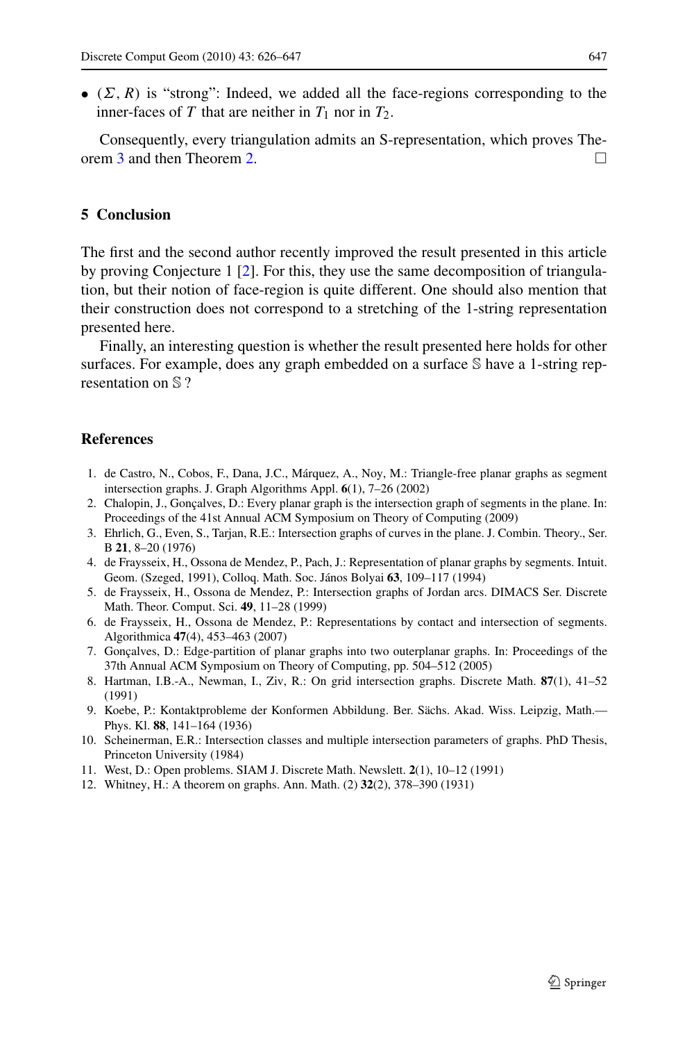- $(\Sigma, R)$ is "strong": Indeed, we added all the face-regions corresponding to the inner-faces of $T$ that are neither in $T_1$ nor in $T_2$.

Consequently, every triangulation admits an S-representation, which proves Theorem 3 and then Theorem 2. □

## 5 Conclusion

The first and the second author recently improved the result presented in this article by proving Conjecture 1 [2]. For this, they use the same decomposition of triangulation, but their notion of face-region is quite different. One should also mention that their construction does not correspond to a stretching of the 1-string representation presented here.

Finally, an interesting question is whether the result presented here holds for other surfaces. For example, does any graph embedded on a surface $\mathbb{S}$ have a 1-string representation on $\mathbb{S}$ ?

## References

1. de Castro, N., Cobos, F., Dana, J.C., Márquez, A., Noy, M.: Triangle-free planar graphs as segment intersection graphs. J. Graph Algorithms Appl. **6**(1), 7–26 (2002)
2. Chalopin, J., Gonçalves, D.: Every planar graph is the intersection graph of segments in the plane. In: Proceedings of the 41st Annual ACM Symposium on Theory of Computing (2009)
3. Ehrlich, G., Even, S., Tarjan, R.E.: Intersection graphs of curves in the plane. J. Combin. Theory., Ser. B **21**, 8–20 (1976)
4. de Fraysseix, H., Ossona de Mendez, P., Pach, J.: Representation of planar graphs by segments. Intuit. Geom. (Szeged, 1991), Colloq. Math. Soc. János Bolyai **63**, 109–117 (1994)
5. de Fraysseix, H., Ossona de Mendez, P.: Intersection graphs of Jordan arcs. DIMACS Ser. Discrete Math. Theor. Comput. Sci. **49**, 11–28 (1999)
6. de Fraysseix, H., Ossona de Mendez, P.: Representations by contact and intersection of segments. Algorithmica **47**(4), 453–463 (2007)
7. Gonçalves, D.: Edge-partition of planar graphs into two outerplanar graphs. In: Proceedings of the 37th Annual ACM Symposium on Theory of Computing, pp. 504–512 (2005)
8. Hartman, I.B.-A., Newman, I., Ziv, R.: On grid intersection graphs. Discrete Math. **87**(1), 41–52 (1991)
9. Koebe, P.: Kontaktprobleme der Konformen Abbildung. Ber. Sächs. Akad. Wiss. Leipzig, Math.—Phys. Kl. **88**, 141–164 (1936)
10. Scheinerman, E.R.: Intersection classes and multiple intersection parameters of graphs. PhD Thesis, Princeton University (1984)
11. West, D.: Open problems. SIAM J. Discrete Math. Newslett. **2**(1), 10–12 (1991)
12. Whitney, H.: A theorem on graphs. Ann. Math. (2) **32**(2), 378–390 (1931)